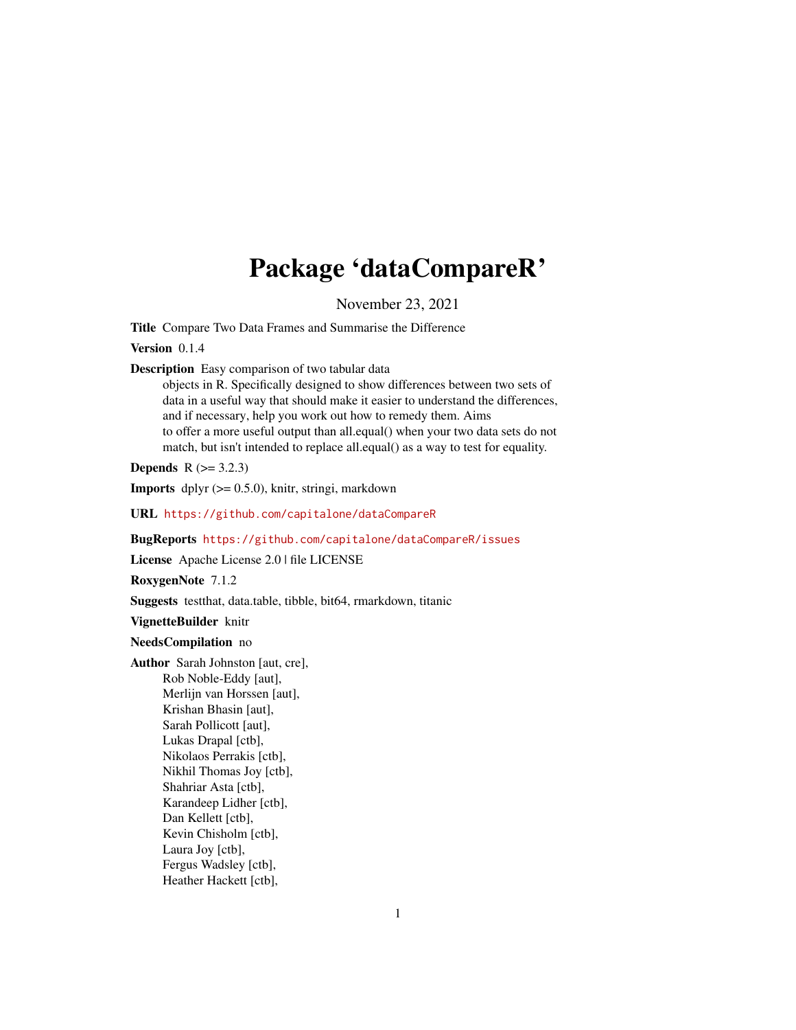# Package 'dataCompareR'

November 23, 2021

**Title** Compare Two Data Frames and Summarise the Difference

**Version** 0.1.4

**Description** Easy comparison of two tabular data
objects in R. Specifically designed to show differences between two sets of
data in a useful way that should make it easier to understand the differences,
and if necessary, help you work out how to remedy them. Aims
to offer a more useful output than all.equal() when your two data sets do not
match, but isn't intended to replace all.equal() as a way to test for equality.

**Depends** R (>= 3.2.3)

**Imports** dplyr (>= 0.5.0), knitr, stringi, markdown

**URL** https://github.com/capitalone/dataCompareR

**BugReports** https://github.com/capitalone/dataCompareR/issues

**License** Apache License 2.0 | file LICENSE

**RoxygenNote** 7.1.2

**Suggests** testthat, data.table, tibble, bit64, rmarkdown, titanic

**VignetteBuilder** knitr

**NeedsCompilation** no

**Author** Sarah Johnston [aut, cre],
Rob Noble-Eddy [aut],
Merlijn van Horssen [aut],
Krishan Bhasin [aut],
Sarah Pollicott [aut],
Lukas Drapal [ctb],
Nikolaos Perrakis [ctb],
Nikhil Thomas Joy [ctb],
Shahriar Asta [ctb],
Karandeep Lidher [ctb],
Dan Kellett [ctb],
Kevin Chisholm [ctb],
Laura Joy [ctb],
Fergus Wadsley [ctb],
Heather Hackett [ctb],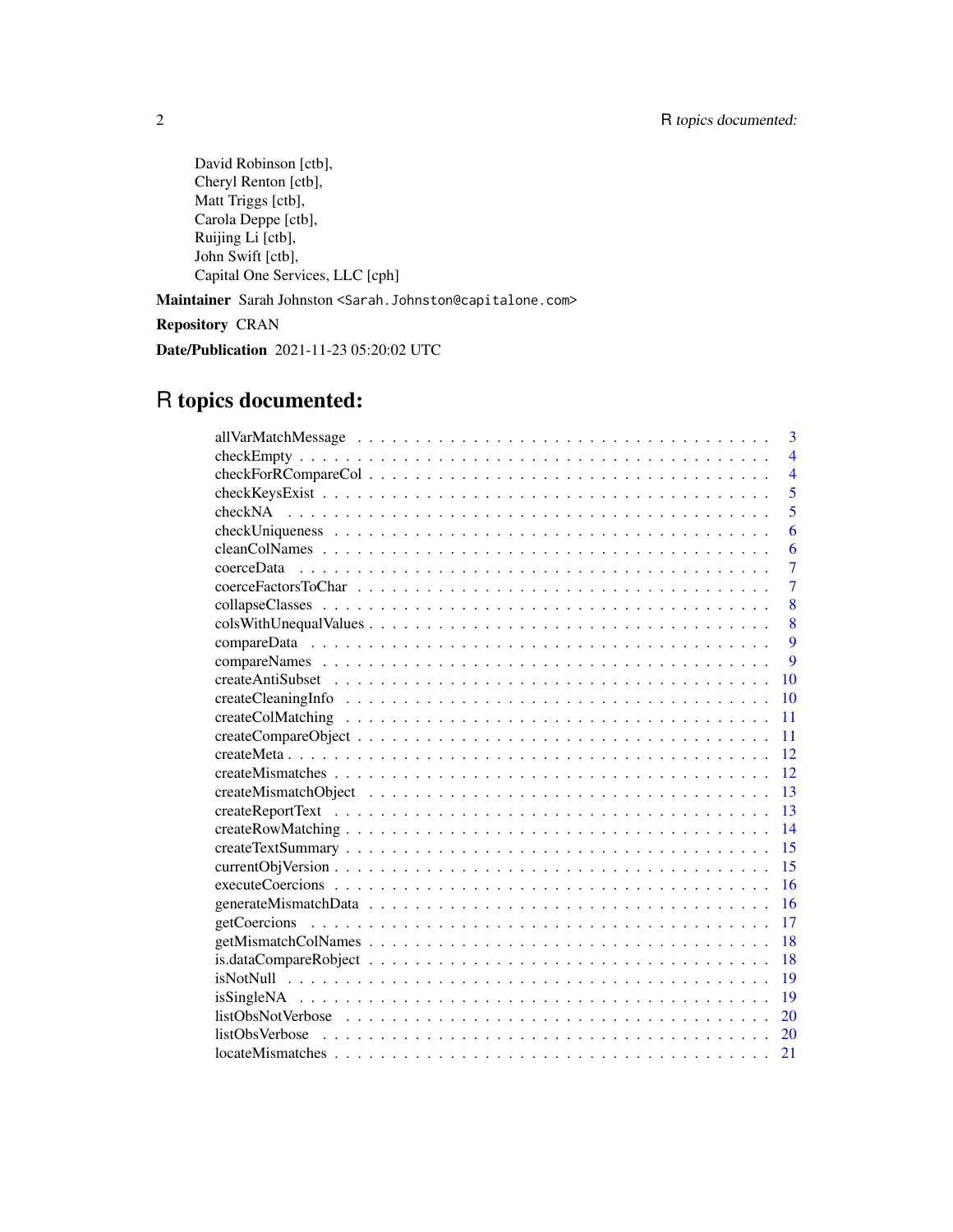David Robinson [ctb],
Cheryl Renton [ctb],
Matt Triggs [ctb],
Carola Deppe [ctb],
Ruijing Li [ctb],
John Swift [ctb],
Capital One Services, LLC [cph]

**Maintainer** Sarah Johnston <Sarah.Johnston@capitalone.com>

**Repository** CRAN

**Date/Publication** 2021-11-23 05:20:02 UTC

# R topics documented:

| | |
|---|---|
| allVarMatchMessage | 3 |
| checkEmpty | 4 |
| checkForRCompareCol | 4 |
| checkKeysExist | 5 |
| checkNA | 5 |
| checkUniqueness | 6 |
| cleanColNames | 6 |
| coerceData | 7 |
| coerceFactorsToChar | 7 |
| collapseClasses | 8 |
| colsWithUnequalValues | 8 |
| compareData | 9 |
| compareNames | 9 |
| createAntiSubset | 10 |
| createCleaningInfo | 10 |
| createColMatching | 11 |
| createCompareObject | 11 |
| createMeta | 12 |
| createMismatches | 12 |
| createMismatchObject | 13 |
| createReportText | 13 |
| createRowMatching | 14 |
| createTextSummary | 15 |
| currentObjVersion | 15 |
| executeCoercions | 16 |
| generateMismatchData | 16 |
| getCoercions | 17 |
| getMismatchColNames | 18 |
| is.dataCompareRobject | 18 |
| isNotNull | 19 |
| isSingleNA | 19 |
| listObsNotVerbose | 20 |
| listObsVerbose | 20 |
| locateMismatches | 21 |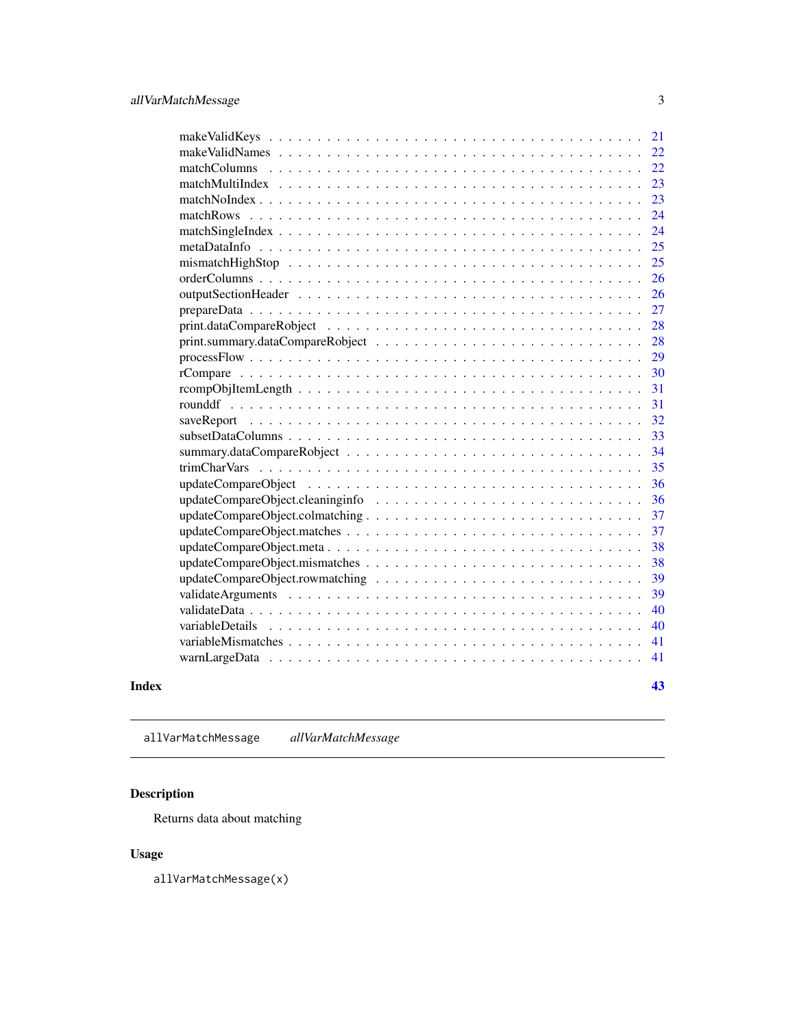makeValidKeys . . . . . . . . . . . . . . . . . . . . . . . . . . . . . . . . . . . . . 21
makeValidNames . . . . . . . . . . . . . . . . . . . . . . . . . . . . . . . . . . . . 22
matchColumns . . . . . . . . . . . . . . . . . . . . . . . . . . . . . . . . . . . . . 22
matchMultiIndex . . . . . . . . . . . . . . . . . . . . . . . . . . . . . . . . . . . . 23
matchNoIndex . . . . . . . . . . . . . . . . . . . . . . . . . . . . . . . . . . . . . 23
matchRows . . . . . . . . . . . . . . . . . . . . . . . . . . . . . . . . . . . . . . . 24
matchSingleIndex . . . . . . . . . . . . . . . . . . . . . . . . . . . . . . . . . . . 24
metaDataInfo . . . . . . . . . . . . . . . . . . . . . . . . . . . . . . . . . . . . . 25
mismatchHighStop . . . . . . . . . . . . . . . . . . . . . . . . . . . . . . . . . . . 25
orderColumns . . . . . . . . . . . . . . . . . . . . . . . . . . . . . . . . . . . . . 26
outputSectionHeader . . . . . . . . . . . . . . . . . . . . . . . . . . . . . . . . . 26
prepareData . . . . . . . . . . . . . . . . . . . . . . . . . . . . . . . . . . . . . . 27
print.dataCompareRobject . . . . . . . . . . . . . . . . . . . . . . . . . . . . . . 28
print.summary.dataCompareRobject . . . . . . . . . . . . . . . . . . . . . . . . . . 28
processFlow . . . . . . . . . . . . . . . . . . . . . . . . . . . . . . . . . . . . . . 29
rCompare . . . . . . . . . . . . . . . . . . . . . . . . . . . . . . . . . . . . . . . 30
rcompObjItemLength . . . . . . . . . . . . . . . . . . . . . . . . . . . . . . . . . . 31
rounddf . . . . . . . . . . . . . . . . . . . . . . . . . . . . . . . . . . . . . . . . 31
saveReport . . . . . . . . . . . . . . . . . . . . . . . . . . . . . . . . . . . . . . 32
subsetDataColumns . . . . . . . . . . . . . . . . . . . . . . . . . . . . . . . . . . 33
summary.dataCompareRobject . . . . . . . . . . . . . . . . . . . . . . . . . . . . . 34
trimCharVars . . . . . . . . . . . . . . . . . . . . . . . . . . . . . . . . . . . . . 35
updateCompareObject . . . . . . . . . . . . . . . . . . . . . . . . . . . . . . . . . 36
updateCompareObject.cleaninginfo . . . . . . . . . . . . . . . . . . . . . . . . . . 36
updateCompareObject.colmatching . . . . . . . . . . . . . . . . . . . . . . . . . . 37
updateCompareObject.matches . . . . . . . . . . . . . . . . . . . . . . . . . . . . 37
updateCompareObject.meta . . . . . . . . . . . . . . . . . . . . . . . . . . . . . . 38
updateCompareObject.mismatches . . . . . . . . . . . . . . . . . . . . . . . . . . 38
updateCompareObject.rowmatching . . . . . . . . . . . . . . . . . . . . . . . . . . 39
validateArguments . . . . . . . . . . . . . . . . . . . . . . . . . . . . . . . . . . 39
validateData . . . . . . . . . . . . . . . . . . . . . . . . . . . . . . . . . . . . . 40
variableDetails . . . . . . . . . . . . . . . . . . . . . . . . . . . . . . . . . . . . 40
variableMismatches . . . . . . . . . . . . . . . . . . . . . . . . . . . . . . . . . . 41
warnLargeData . . . . . . . . . . . . . . . . . . . . . . . . . . . . . . . . . . . . . 41

**Index** **43**

---

`allVarMatchMessage` *allVarMatchMessage*

---

## Description

Returns data about matching

## Usage

```
allVarMatchMessage(x)
```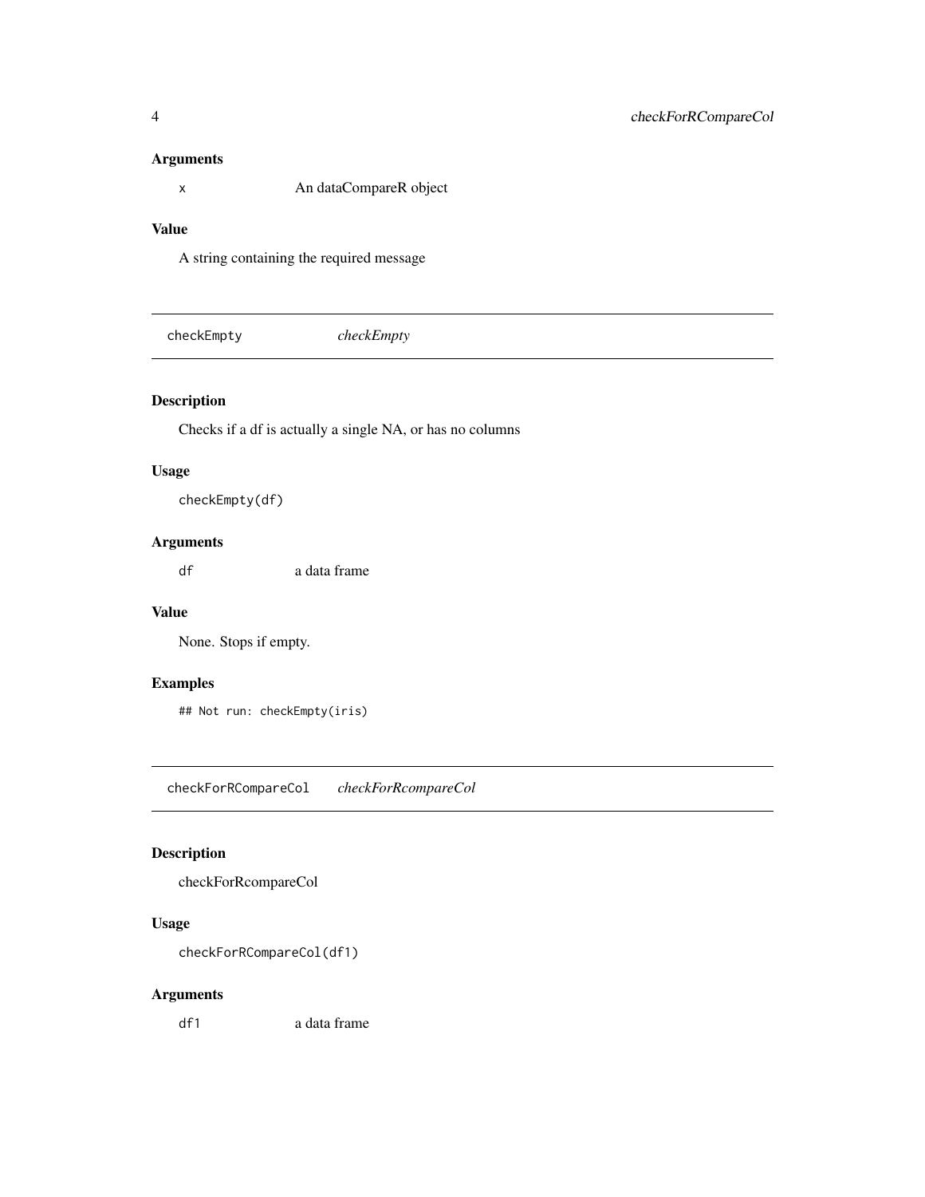### Arguments

| | |
|---|---|
| `x` | An dataCompareR object |

### Value

A string containing the required message

---

## checkEmpty *checkEmpty*

### Description

Checks if a df is actually a single NA, or has no columns

### Usage

```
checkEmpty(df)
```

### Arguments

| | |
|---|---|
| `df` | a data frame |

### Value

None. Stops if empty.

### Examples

```
## Not run: checkEmpty(iris)
```

---

## checkForRCompareCol *checkForRcompareCol*

### Description

checkForRcompareCol

### Usage

```
checkForRCompareCol(df1)
```

### Arguments

| | |
|---|---|
| `df1` | a data frame |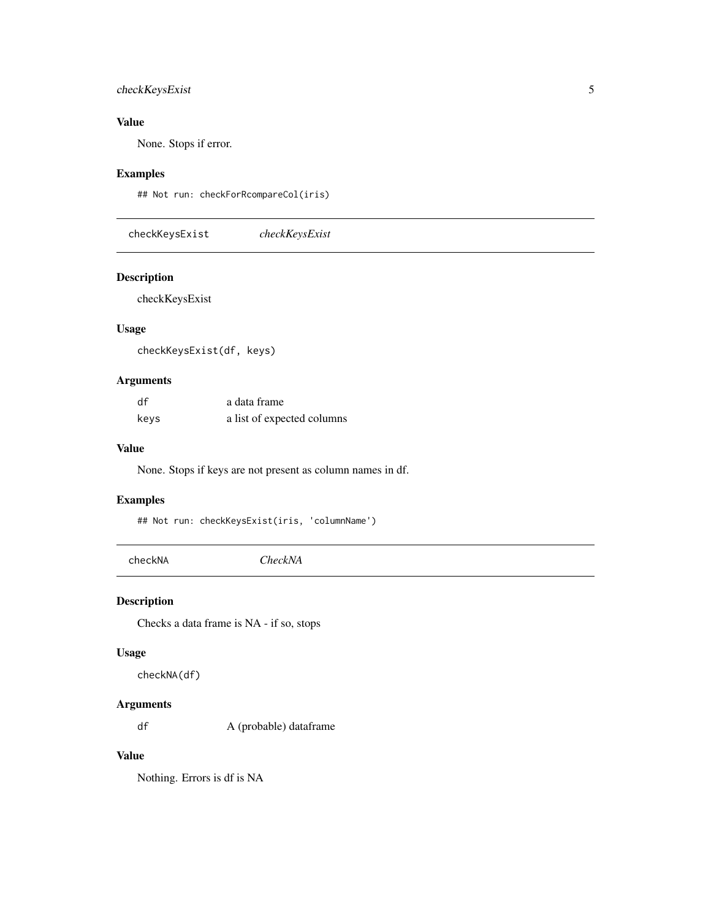### Value

None. Stops if error.

### Examples

```
## Not run: checkForRcompareCol(iris)
```

---

## checkKeysExist    *checkKeysExist*

---

### Description

checkKeysExist

### Usage

```
checkKeysExist(df, keys)
```

### Arguments

| | |
|---|---|
| df | a data frame |
| keys | a list of expected columns |

### Value

None. Stops if keys are not present as column names in df.

### Examples

```
## Not run: checkKeysExist(iris, 'columnName')
```

---

## checkNA    *CheckNA*

---

### Description

Checks a data frame is NA - if so, stops

### Usage

```
checkNA(df)
```

### Arguments

| | |
|---|---|
| df | A (probable) dataframe |

### Value

Nothing. Errors is df is NA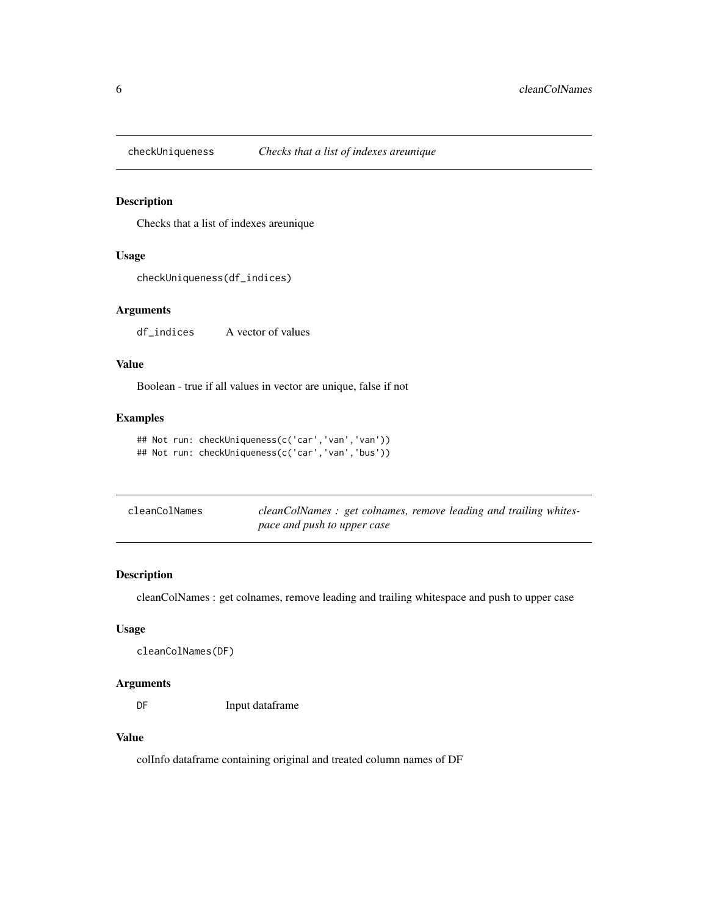## checkUniqueness *Checks that a list of indexes areunique*

### Description

Checks that a list of indexes areunique

### Usage

```
checkUniqueness(df_indices)
```

### Arguments

| | |
|---|---|
| df_indices | A vector of values |

### Value

Boolean - true if all values in vector are unique, false if not

### Examples

```
## Not run: checkUniqueness(c('car','van','van'))
## Not run: checkUniqueness(c('car','van','bus'))
```

## cleanColNames *cleanColNames : get colnames, remove leading and trailing whitespace and push to upper case*

### Description

cleanColNames : get colnames, remove leading and trailing whitespace and push to upper case

### Usage

```
cleanColNames(DF)
```

### Arguments

| | |
|---|---|
| DF | Input dataframe |

### Value

colInfo dataframe containing original and treated column names of DF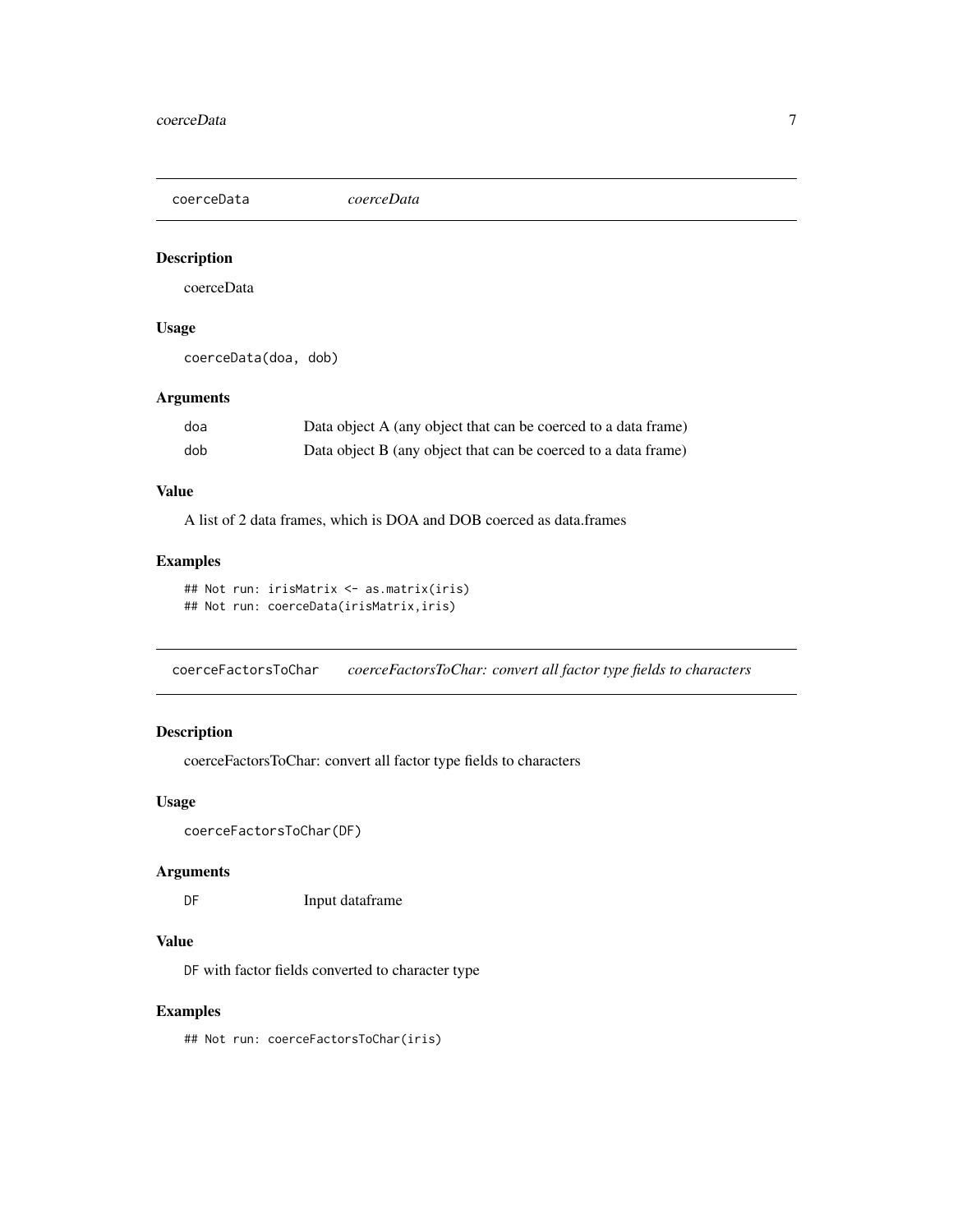## coerceData — *coerceData*

### Description

coerceData

### Usage

```
coerceData(doa, dob)
```

### Arguments

| | |
|---|---|
| doa | Data object A (any object that can be coerced to a data frame) |
| dob | Data object B (any object that can be coerced to a data frame) |

### Value

A list of 2 data frames, which is DOA and DOB coerced as data.frames

### Examples

```
## Not run: irisMatrix <- as.matrix(iris)
## Not run: coerceData(irisMatrix,iris)
```

## coerceFactorsToChar — *coerceFactorsToChar: convert all factor type fields to characters*

### Description

coerceFactorsToChar: convert all factor type fields to characters

### Usage

```
coerceFactorsToChar(DF)
```

### Arguments

| | |
|---|---|
| DF | Input dataframe |

### Value

`DF` with factor fields converted to character type

### Examples

```
## Not run: coerceFactorsToChar(iris)
```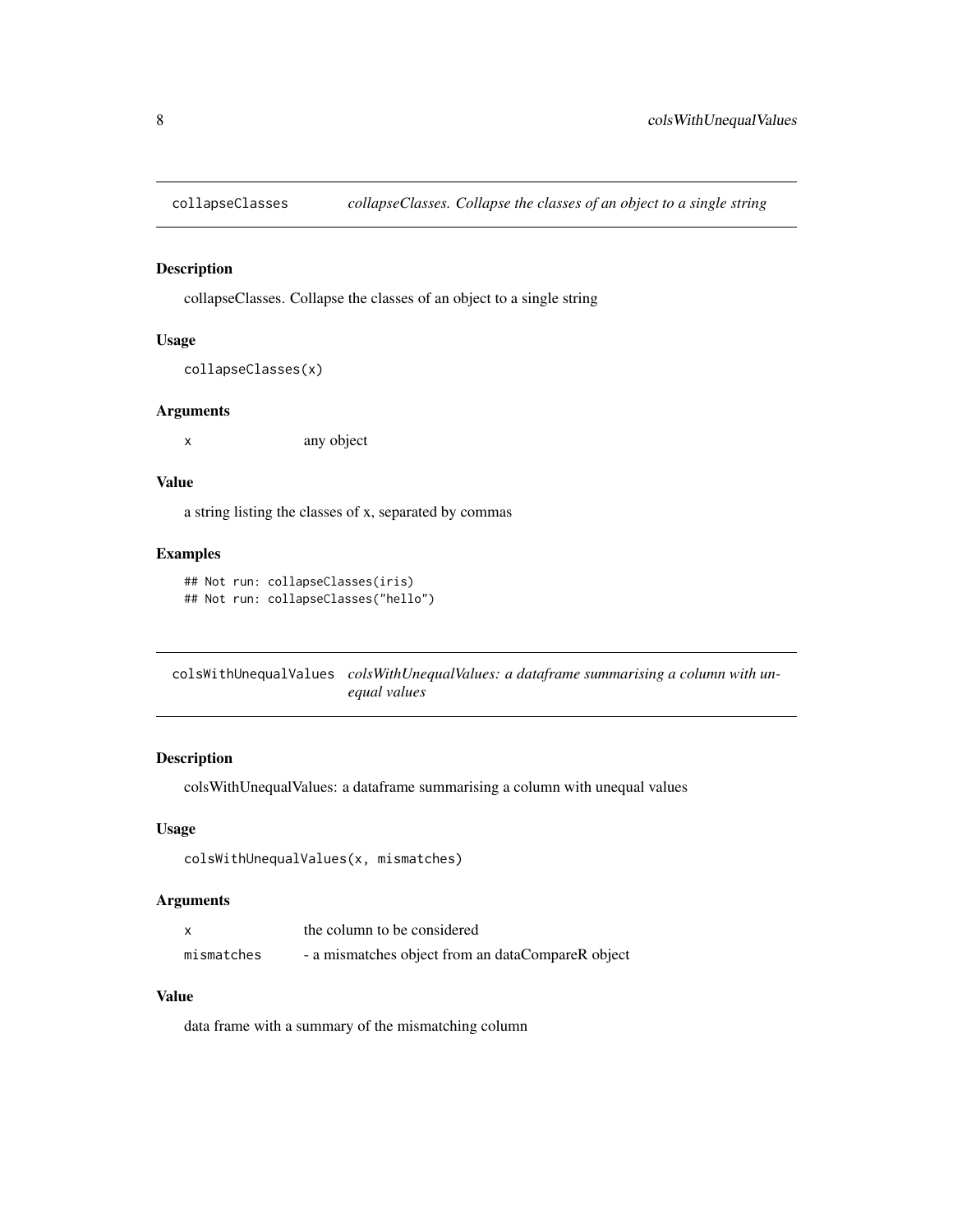## collapseClasses — *collapseClasses. Collapse the classes of an object to a single string*

### Description

collapseClasses. Collapse the classes of an object to a single string

### Usage

```
collapseClasses(x)
```

### Arguments

| | |
|---|---|
| x | any object |

### Value

a string listing the classes of x, separated by commas

### Examples

```
## Not run: collapseClasses(iris)
## Not run: collapseClasses("hello")
```

## colsWithUnequalValues — *colsWithUnequalValues: a dataframe summarising a column with unequal values*

### Description

colsWithUnequalValues: a dataframe summarising a column with unequal values

### Usage

```
colsWithUnequalValues(x, mismatches)
```

### Arguments

| | |
|---|---|
| x | the column to be considered |
| mismatches | - a mismatches object from an dataCompareR object |

### Value

data frame with a summary of the mismatching column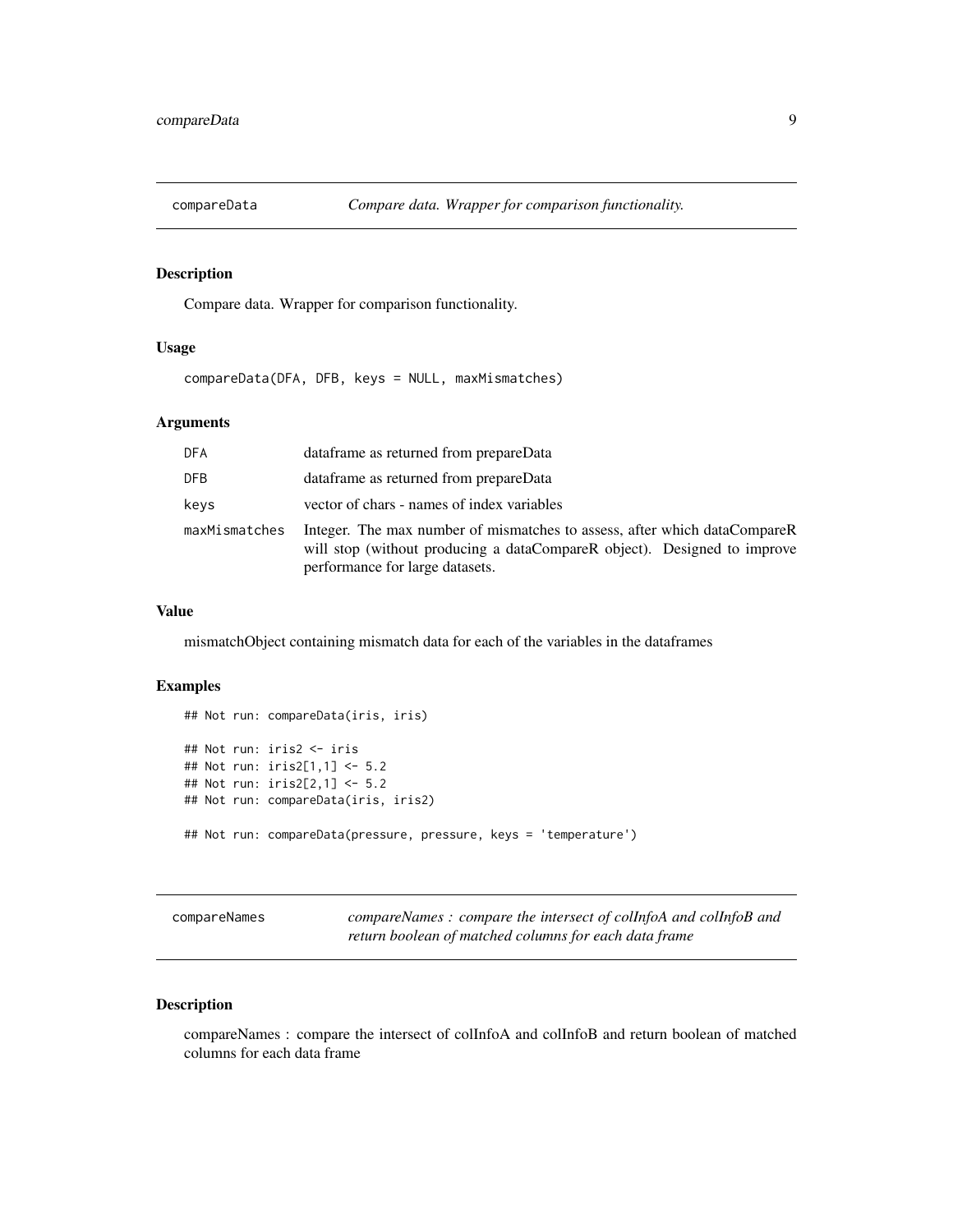## compareData — *Compare data. Wrapper for comparison functionality.*

### Description

Compare data. Wrapper for comparison functionality.

### Usage

```
compareData(DFA, DFB, keys = NULL, maxMismatches)
```

### Arguments

| | |
|---|---|
| `DFA` | dataframe as returned from prepareData |
| `DFB` | dataframe as returned from prepareData |
| `keys` | vector of chars - names of index variables |
| `maxMismatches` | Integer. The max number of mismatches to assess, after which dataCompareR will stop (without producing a dataCompareR object). Designed to improve performance for large datasets. |

### Value

mismatchObject containing mismatch data for each of the variables in the dataframes

### Examples

```
## Not run: compareData(iris, iris)

## Not run: iris2 <- iris
## Not run: iris2[1,1] <- 5.2
## Not run: iris2[2,1] <- 5.2
## Not run: compareData(iris, iris2)

## Not run: compareData(pressure, pressure, keys = 'temperature')
```

## compareNames — *compareNames : compare the intersect of colInfoA and colInfoB and return boolean of matched columns for each data frame*

### Description

compareNames : compare the intersect of colInfoA and colInfoB and return boolean of matched columns for each data frame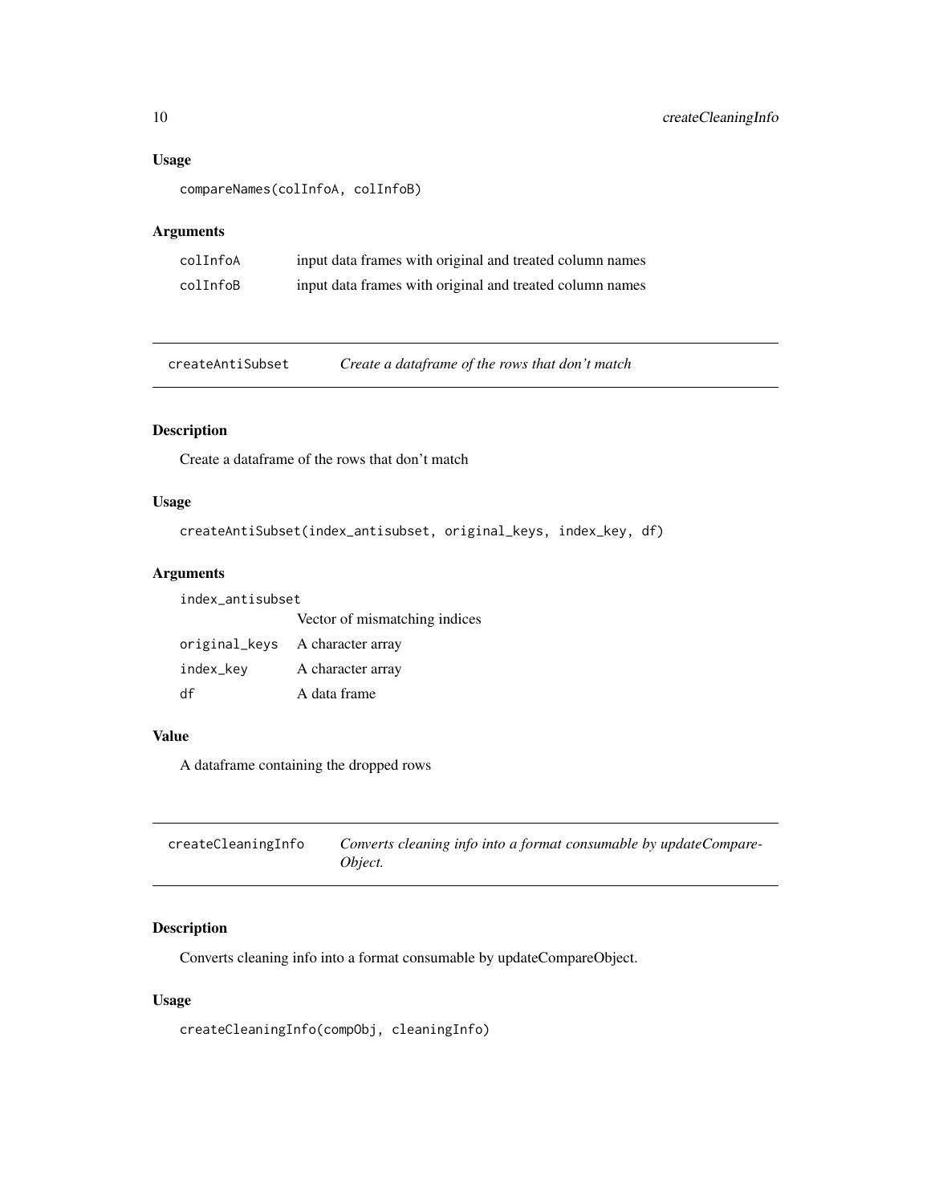### Usage

```
compareNames(colInfoA, colInfoB)
```

### Arguments

| | |
|---|---|
| colInfoA | input data frames with original and treated column names |
| colInfoB | input data frames with original and treated column names |

---

## createAntiSubset *Create a dataframe of the rows that don't match*

### Description

Create a dataframe of the rows that don't match

### Usage

```
createAntiSubset(index_antisubset, original_keys, index_key, df)
```

### Arguments

| | |
|---|---|
| index_antisubset | Vector of mismatching indices |
| original_keys | A character array |
| index_key | A character array |
| df | A data frame |

### Value

A dataframe containing the dropped rows

---

## createCleaningInfo *Converts cleaning info into a format consumable by updateCompareObject.*

### Description

Converts cleaning info into a format consumable by updateCompareObject.

### Usage

```
createCleaningInfo(compObj, cleaningInfo)
```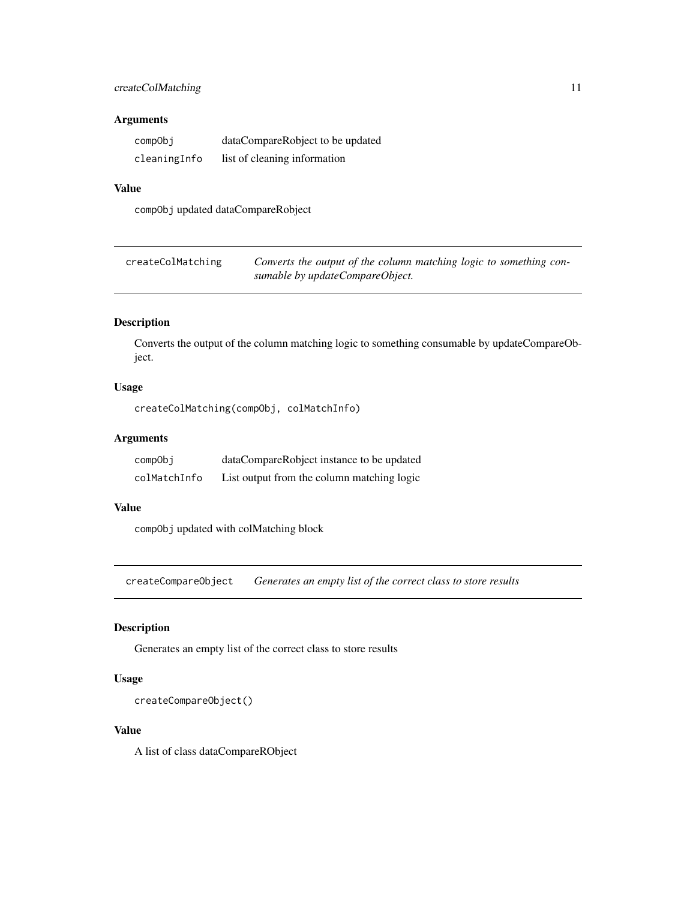## Arguments

| | |
|---|---|
| `compObj` | dataCompareRobject to be updated |
| `cleaningInfo` | list of cleaning information |

## Value

`compObj` updated dataCompareRobject

---

## `createColMatching` *Converts the output of the column matching logic to something consumable by updateCompareObject.*

---

### Description

Converts the output of the column matching logic to something consumable by updateCompareObject.

### Usage

```
createColMatching(compObj, colMatchInfo)
```

### Arguments

| | |
|---|---|
| `compObj` | dataCompareRobject instance to be updated |
| `colMatchInfo` | List output from the column matching logic |

### Value

`compObj` updated with colMatching block

---

## `createCompareObject` *Generates an empty list of the correct class to store results*

---

### Description

Generates an empty list of the correct class to store results

### Usage

```
createCompareObject()
```

### Value

A list of class dataCompareRObject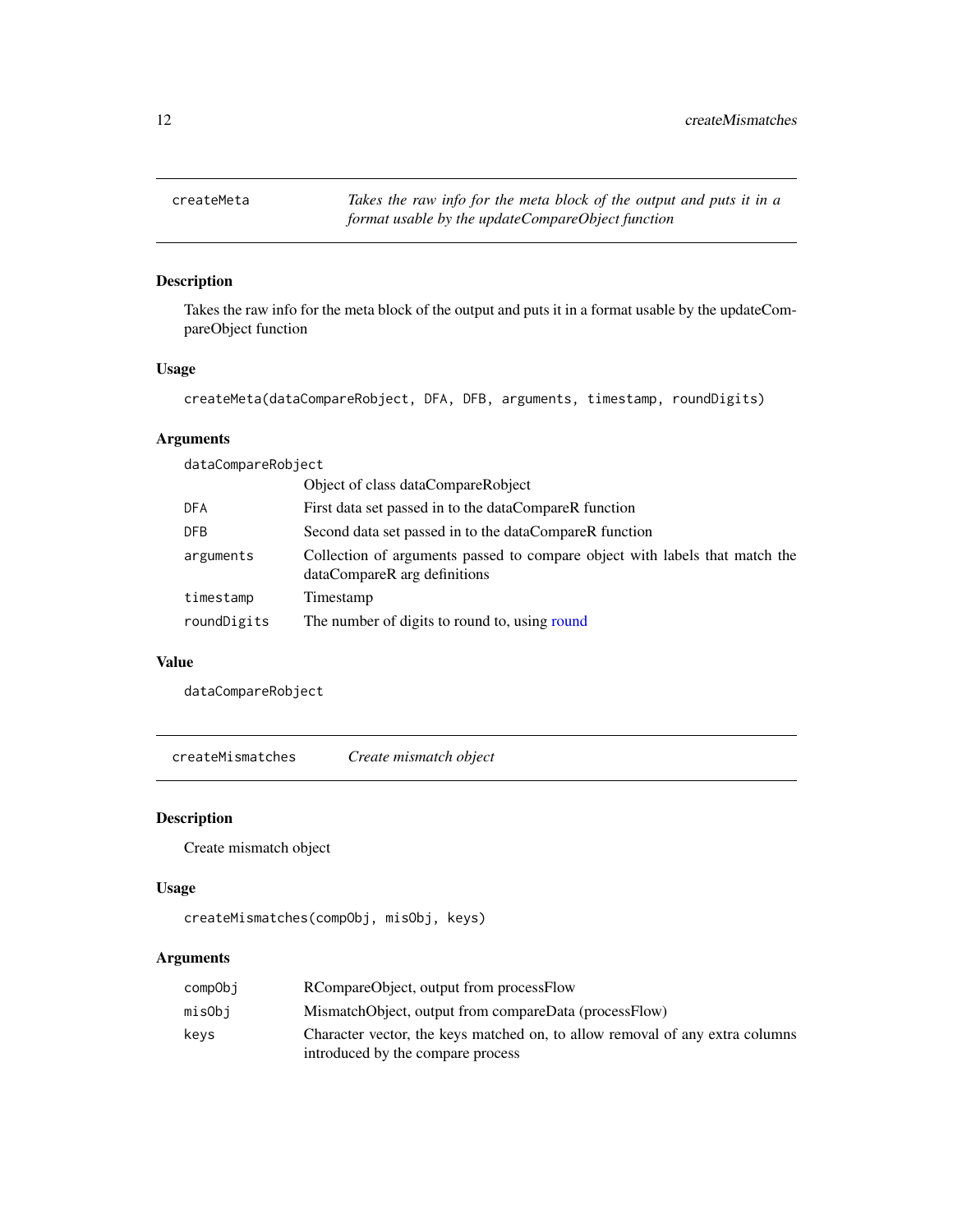## createMeta

*Takes the raw info for the meta block of the output and puts it in a format usable by the updateCompareObject function*

### Description

Takes the raw info for the meta block of the output and puts it in a format usable by the updateCompareObject function

### Usage

```
createMeta(dataCompareRobject, DFA, DFB, arguments, timestamp, roundDigits)
```

### Arguments

| | |
|---|---|
| `dataCompareRobject` | Object of class dataCompareRobject |
| `DFA` | First data set passed in to the dataCompareR function |
| `DFB` | Second data set passed in to the dataCompareR function |
| `arguments` | Collection of arguments passed to compare object with labels that match the dataCompareR arg definitions |
| `timestamp` | Timestamp |
| `roundDigits` | The number of digits to round to, using round |

### Value

`dataCompareRobject`

## createMismatches

*Create mismatch object*

### Description

Create mismatch object

### Usage

```
createMismatches(compObj, misObj, keys)
```

### Arguments

| | |
|---|---|
| `compObj` | RCompareObject, output from processFlow |
| `misObj` | MismatchObject, output from compareData (processFlow) |
| `keys` | Character vector, the keys matched on, to allow removal of any extra columns introduced by the compare process |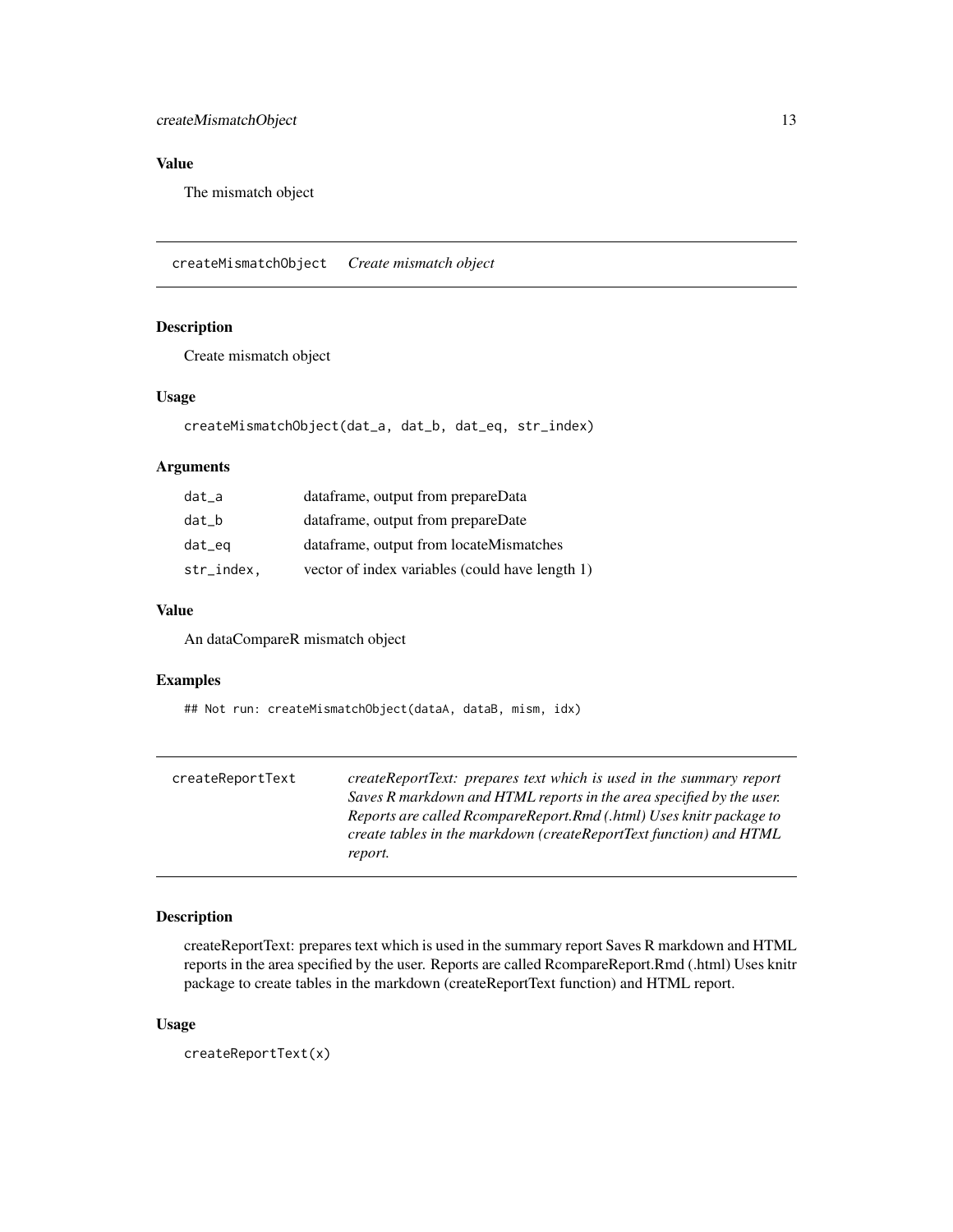### Value

The mismatch object

## createMismatchObject *Create mismatch object*

### Description

Create mismatch object

### Usage

```
createMismatchObject(dat_a, dat_b, dat_eq, str_index)
```

### Arguments

| | |
|---|---|
| dat_a | dataframe, output from prepareData |
| dat_b | dataframe, output from prepareDate |
| dat_eq | dataframe, output from locateMismatches |
| str_index, | vector of index variables (could have length 1) |

### Value

An dataCompareR mismatch object

### Examples

```
## Not run: createMismatchObject(dataA, dataB, mism, idx)
```

## createReportText *createReportText: prepares text which is used in the summary report Saves R markdown and HTML reports in the area specified by the user. Reports are called RcompareReport.Rmd (.html) Uses knitr package to create tables in the markdown (createReportText function) and HTML report.*

### Description

createReportText: prepares text which is used in the summary report Saves R markdown and HTML reports in the area specified by the user. Reports are called RcompareReport.Rmd (.html) Uses knitr package to create tables in the markdown (createReportText function) and HTML report.

### Usage

```
createReportText(x)
```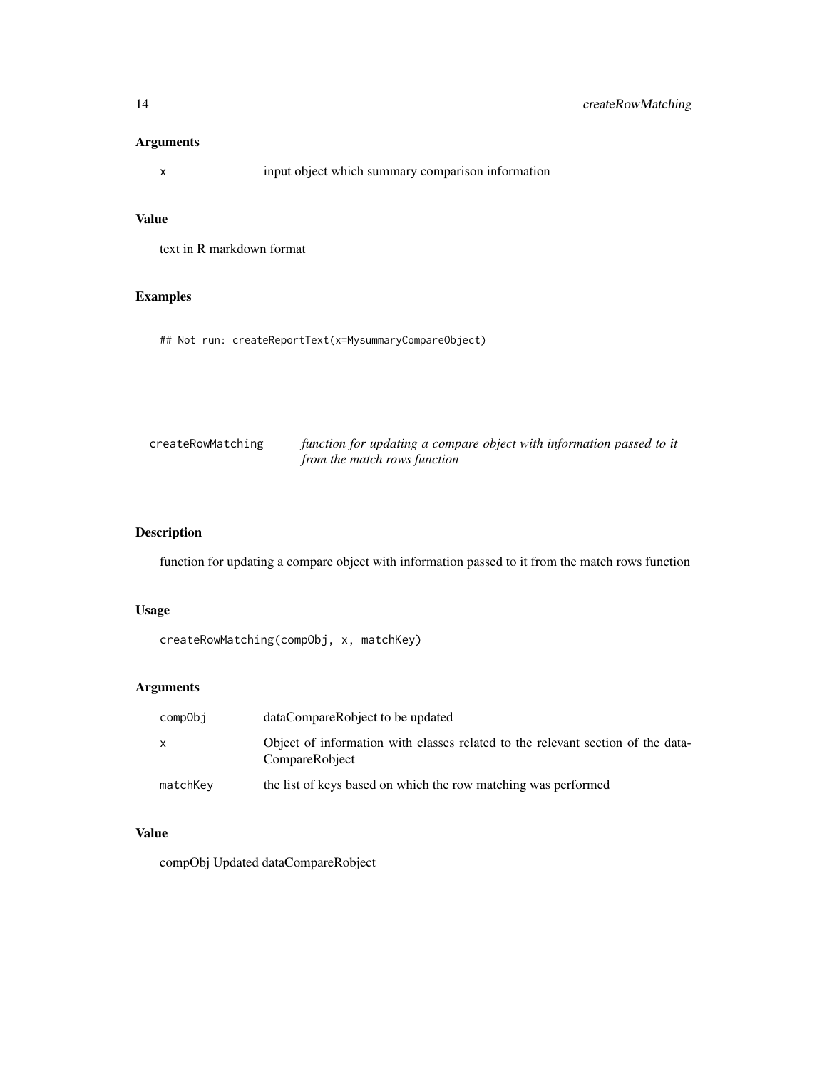### Arguments

| | |
|---|---|
| x | input object which summary comparison information |

### Value

text in R markdown format

### Examples

```
## Not run: createReportText(x=MysummaryCompareObject)
```

---

## createRowMatching — *function for updating a compare object with information passed to it from the match rows function*

---

### Description

function for updating a compare object with information passed to it from the match rows function

### Usage

```
createRowMatching(compObj, x, matchKey)
```

### Arguments

| | |
|---|---|
| compObj | dataCompareRobject to be updated |
| x | Object of information with classes related to the relevant section of the dataCompareRobject |
| matchKey | the list of keys based on which the row matching was performed |

### Value

compObj Updated dataCompareRobject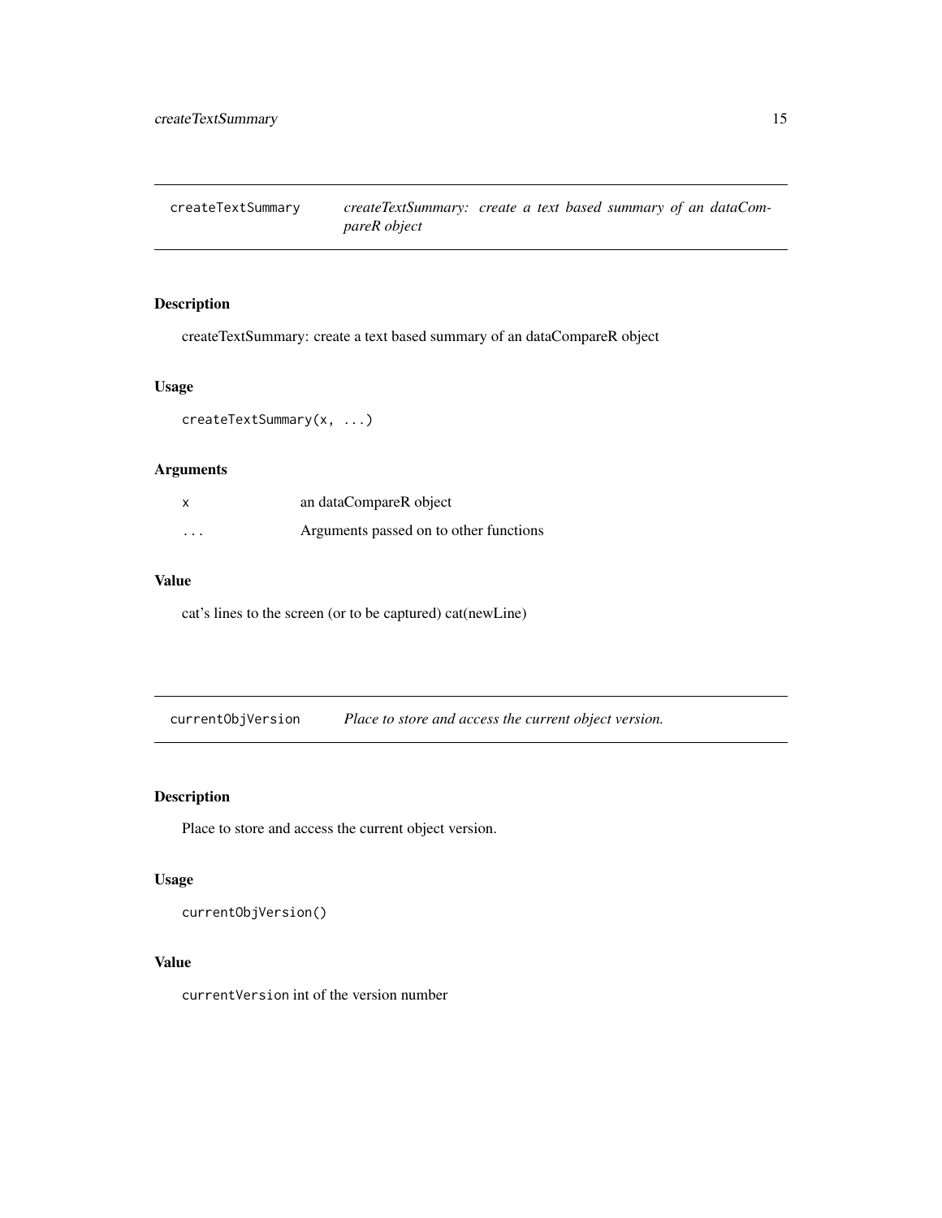## createTextSummary

*createTextSummary: create a text based summary of an dataCompareR object*

### Description

createTextSummary: create a text based summary of an dataCompareR object

### Usage

```
createTextSummary(x, ...)
```

### Arguments

| | |
|---|---|
| x | an dataCompareR object |
| ... | Arguments passed on to other functions |

### Value

cat's lines to the screen (or to be captured) cat(newLine)

## currentObjVersion

*Place to store and access the current object version.*

### Description

Place to store and access the current object version.

### Usage

```
currentObjVersion()
```

### Value

`currentVersion` int of the version number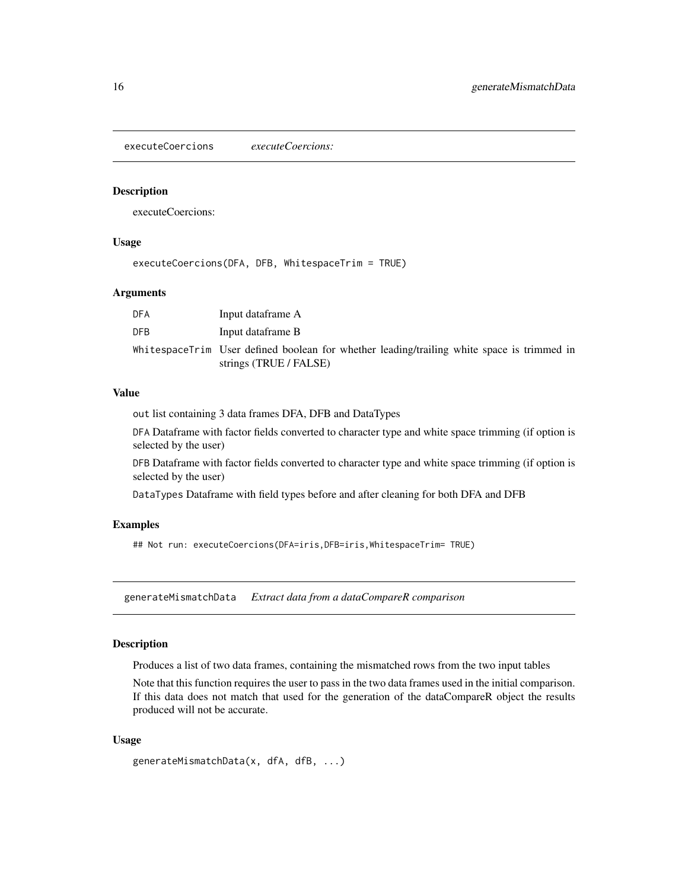## executeCoercions *executeCoercions:*

### Description

executeCoercions:

### Usage

```
executeCoercions(DFA, DFB, WhitespaceTrim = TRUE)
```

### Arguments

| | |
|---|---|
| DFA | Input dataframe A |
| DFB | Input dataframe B |
| WhitespaceTrim | User defined boolean for whether leading/trailing white space is trimmed in strings (TRUE / FALSE) |

### Value

`out` list containing 3 data frames DFA, DFB and DataTypes

`DFA` Dataframe with factor fields converted to character type and white space trimming (if option is selected by the user)

`DFB` Dataframe with factor fields converted to character type and white space trimming (if option is selected by the user)

`DataTypes` Dataframe with field types before and after cleaning for both DFA and DFB

### Examples

```
## Not run: executeCoercions(DFA=iris,DFB=iris,WhitespaceTrim= TRUE)
```

## generateMismatchData *Extract data from a dataCompareR comparison*

### Description

Produces a list of two data frames, containing the mismatched rows from the two input tables

Note that this function requires the user to pass in the two data frames used in the initial comparison. If this data does not match that used for the generation of the dataCompareR object the results produced will not be accurate.

### Usage

```
generateMismatchData(x, dfA, dfB, ...)
```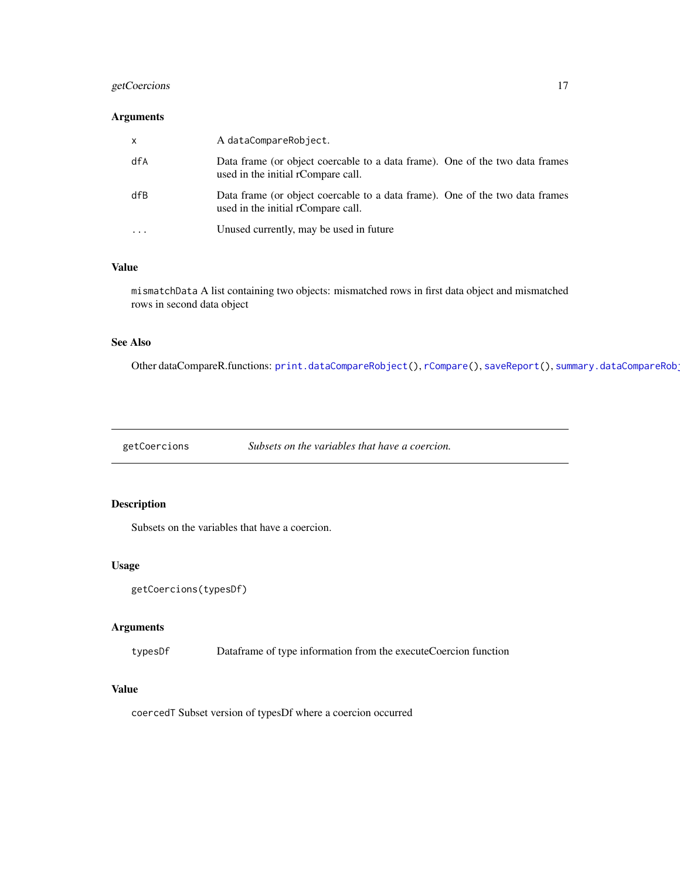### Arguments

| | |
|---|---|
| `x` | A `dataCompareRobject`. |
| `dfA` | Data frame (or object coercable to a data frame). One of the two data frames used in the initial rCompare call. |
| `dfB` | Data frame (or object coercable to a data frame). One of the two data frames used in the initial rCompare call. |
| `...` | Unused currently, may be used in future |

### Value

`mismatchData` A list containing two objects: mismatched rows in first data object and mismatched rows in second data object

### See Also

Other dataCompareR.functions: `print.dataCompareRobject()`, `rCompare()`, `saveReport()`, `summary.dataCompareRob`

---

## getCoercions    *Subsets on the variables that have a coercion.*

---

### Description

Subsets on the variables that have a coercion.

### Usage

```
getCoercions(typesDf)
```

### Arguments

| | |
|---|---|
| `typesDf` | Dataframe of type information from the executeCoercion function |

### Value

`coercedT` Subset version of typesDf where a coercion occurred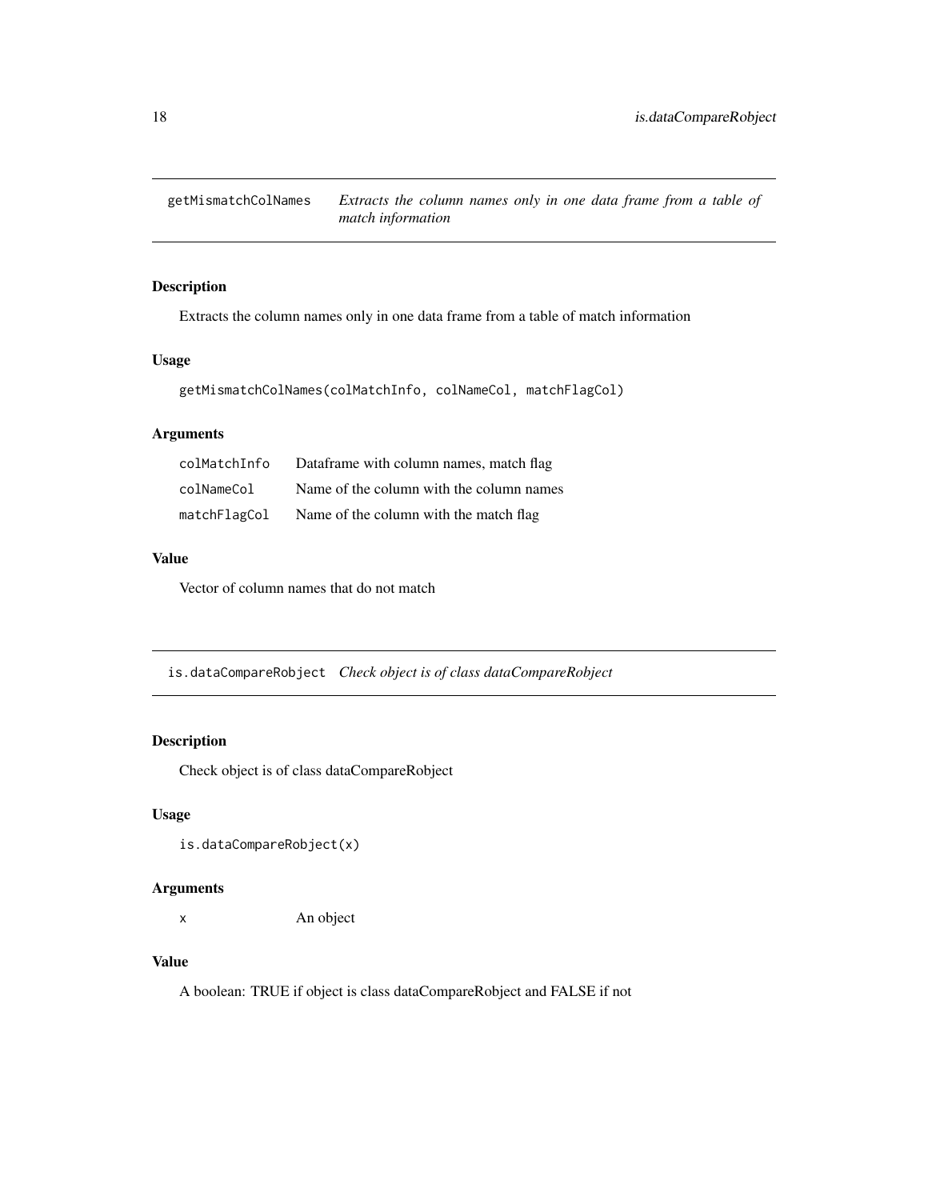## getMismatchColNames — *Extracts the column names only in one data frame from a table of match information*

### Description

Extracts the column names only in one data frame from a table of match information

### Usage

```
getMismatchColNames(colMatchInfo, colNameCol, matchFlagCol)
```

### Arguments

| | |
|---|---|
| colMatchInfo | Dataframe with column names, match flag |
| colNameCol | Name of the column with the column names |
| matchFlagCol | Name of the column with the match flag |

### Value

Vector of column names that do not match

## is.dataCompareRobject — *Check object is of class dataCompareRobject*

### Description

Check object is of class dataCompareRobject

### Usage

```
is.dataCompareRobject(x)
```

### Arguments

| | |
|---|---|
| x | An object |

### Value

A boolean: TRUE if object is class dataCompareRobject and FALSE if not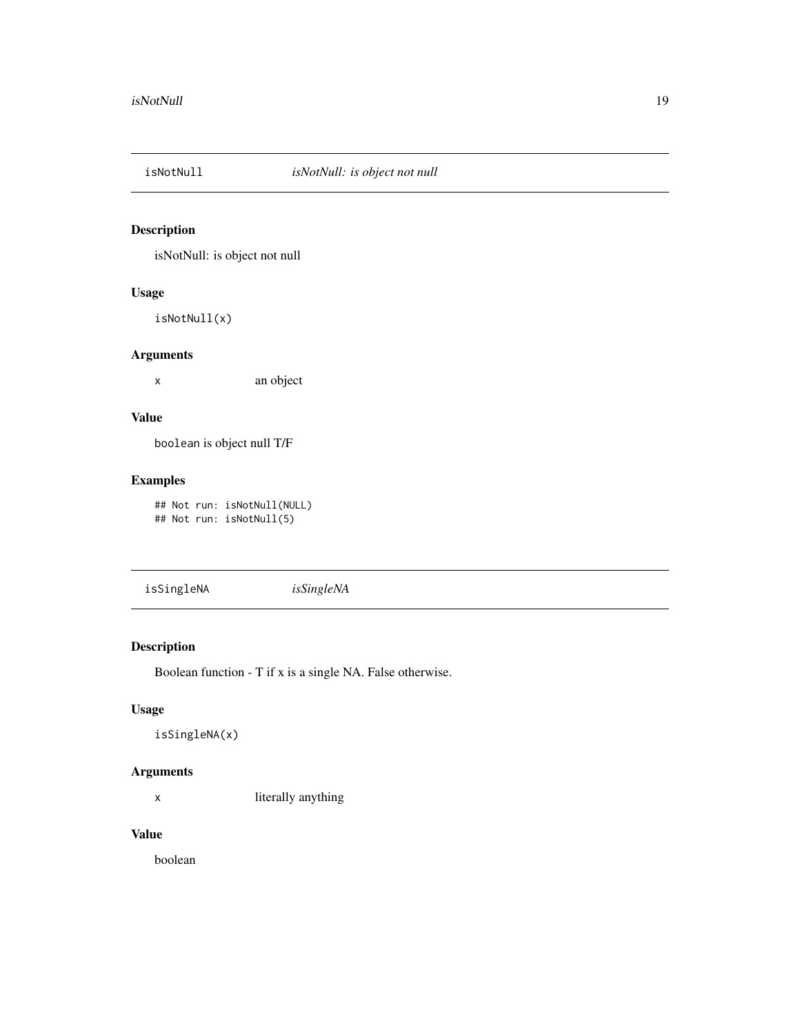## isNotNull — *isNotNull: is object not null*

### Description

isNotNull: is object not null

### Usage

```
isNotNull(x)
```

### Arguments

| | |
|---|---|
| `x` | an object |

### Value

`boolean` is object null T/F

### Examples

```
## Not run: isNotNull(NULL)
## Not run: isNotNull(5)
```

## isSingleNA — *isSingleNA*

### Description

Boolean function - T if x is a single NA. False otherwise.

### Usage

```
isSingleNA(x)
```

### Arguments

| | |
|---|---|
| `x` | literally anything |

### Value

boolean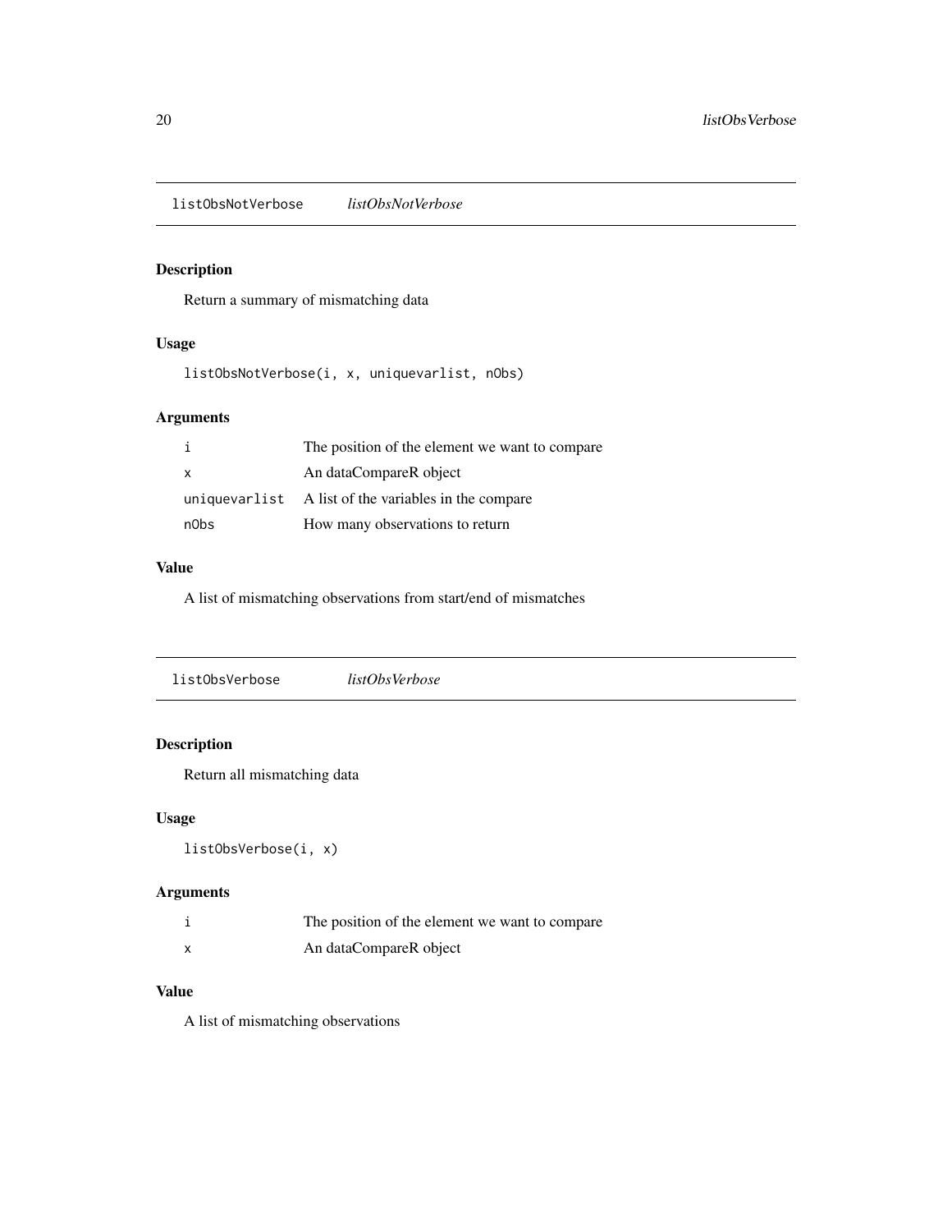## listObsNotVerbose *listObsNotVerbose*

### Description

Return a summary of mismatching data

### Usage

```
listObsNotVerbose(i, x, uniquevarlist, nObs)
```

### Arguments

| | |
|---|---|
| i | The position of the element we want to compare |
| x | An dataCompareR object |
| uniquevarlist | A list of the variables in the compare |
| nObs | How many observations to return |

### Value

A list of mismatching observations from start/end of mismatches

## listObsVerbose *listObsVerbose*

### Description

Return all mismatching data

### Usage

```
listObsVerbose(i, x)
```

### Arguments

| | |
|---|---|
| i | The position of the element we want to compare |
| x | An dataCompareR object |

### Value

A list of mismatching observations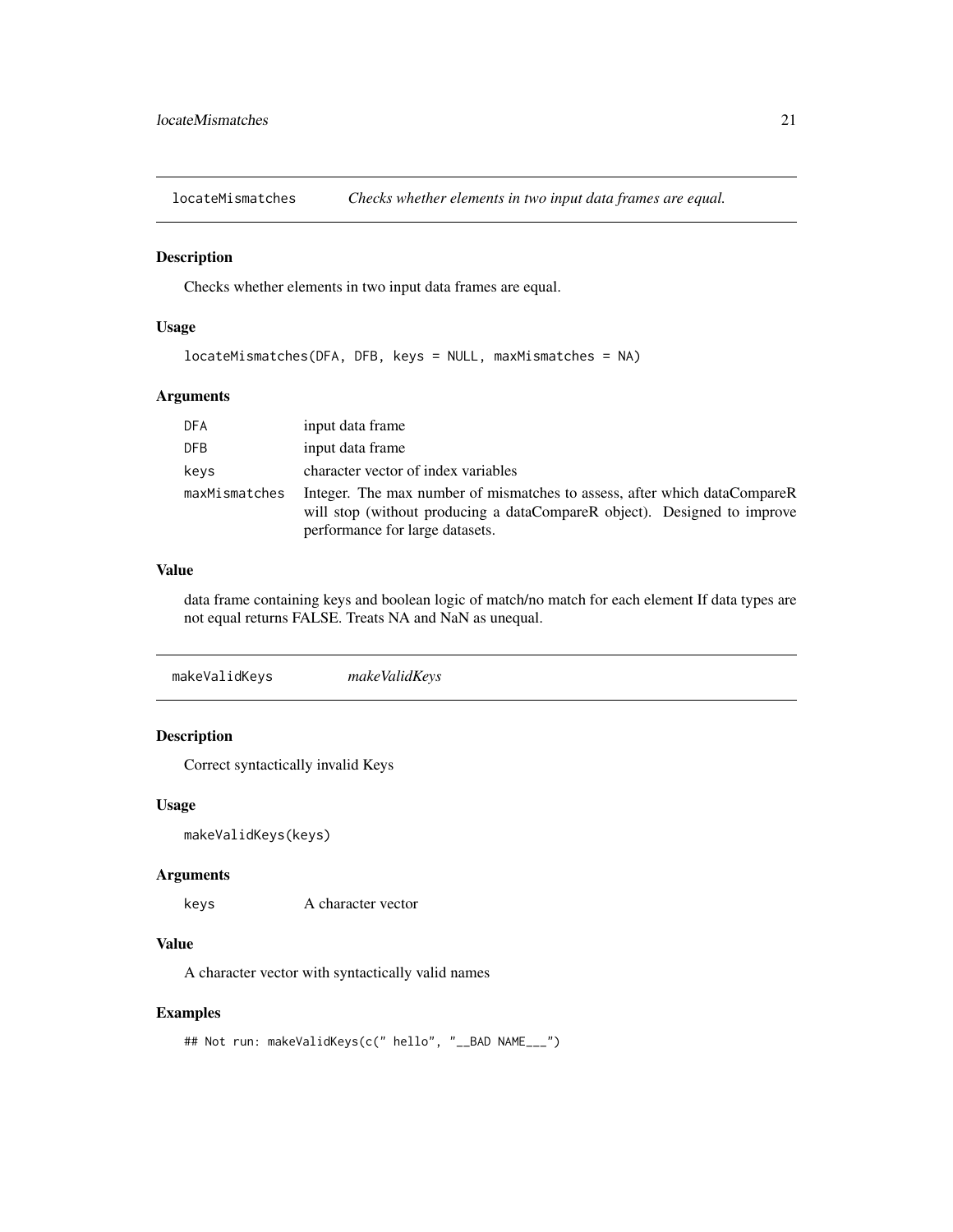## locateMismatches *Checks whether elements in two input data frames are equal.*

### Description

Checks whether elements in two input data frames are equal.

### Usage

```
locateMismatches(DFA, DFB, keys = NULL, maxMismatches = NA)
```

### Arguments

| | |
|---|---|
| `DFA` | input data frame |
| `DFB` | input data frame |
| `keys` | character vector of index variables |
| `maxMismatches` | Integer. The max number of mismatches to assess, after which dataCompareR will stop (without producing a dataCompareR object). Designed to improve performance for large datasets. |

### Value

data frame containing keys and boolean logic of match/no match for each element If data types are not equal returns FALSE. Treats NA and NaN as unequal.

## makeValidKeys *makeValidKeys*

### Description

Correct syntactically invalid Keys

### Usage

```
makeValidKeys(keys)
```

### Arguments

| | |
|---|---|
| `keys` | A character vector |

### Value

A character vector with syntactically valid names

### Examples

```
## Not run: makeValidKeys(c(" hello", "__BAD NAME___")
```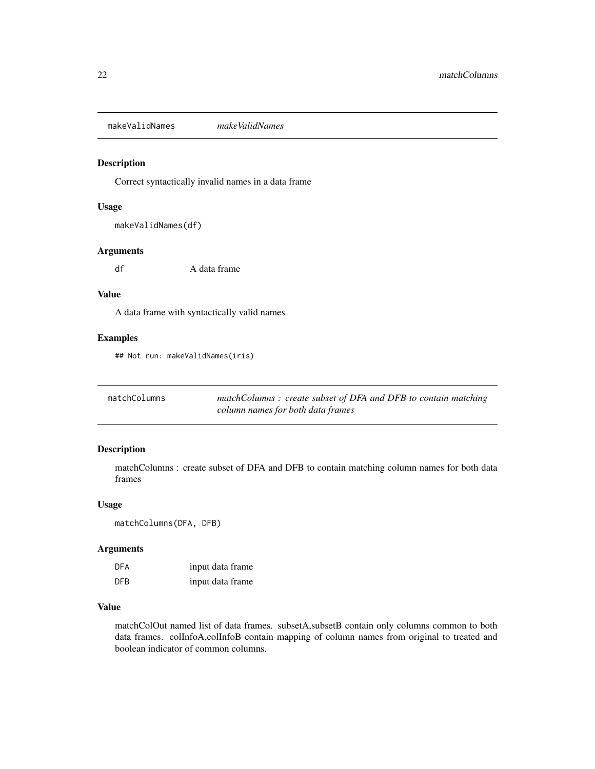## makeValidNames — *makeValidNames*

### Description

Correct syntactically invalid names in a data frame

### Usage

```
makeValidNames(df)
```

### Arguments

| | |
|---|---|
| df | A data frame |

### Value

A data frame with syntactically valid names

### Examples

```
## Not run: makeValidNames(iris)
```

## matchColumns — *matchColumns : create subset of DFA and DFB to contain matching column names for both data frames*

### Description

matchColumns : create subset of DFA and DFB to contain matching column names for both data frames

### Usage

```
matchColumns(DFA, DFB)
```

### Arguments

| | |
|---|---|
| DFA | input data frame |
| DFB | input data frame |

### Value

matchColOut named list of data frames. subsetA,subsetB contain only columns common to both data frames. colInfoA,colInfoB contain mapping of column names from original to treated and boolean indicator of common columns.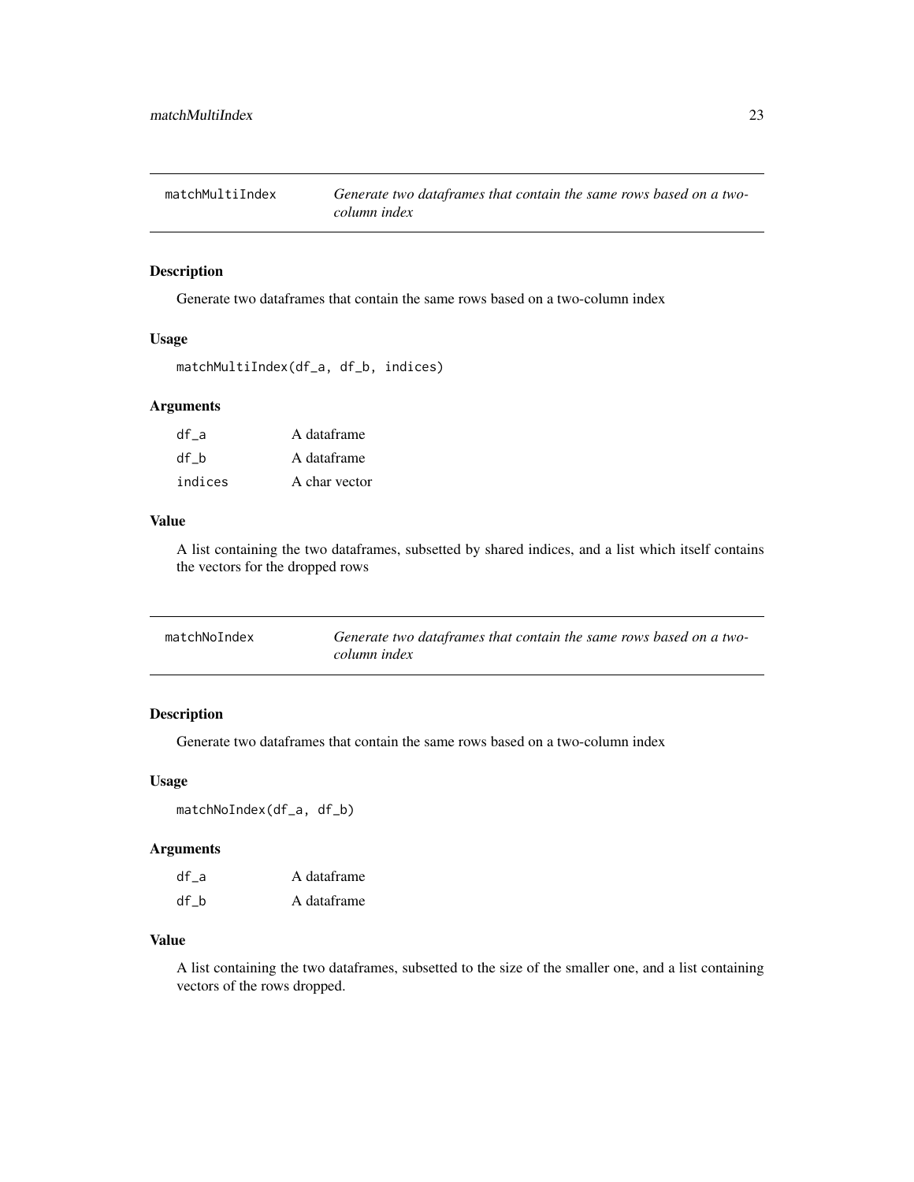## matchMultiIndex

*Generate two dataframes that contain the same rows based on a two-column index*

### Description

Generate two dataframes that contain the same rows based on a two-column index

### Usage

```
matchMultiIndex(df_a, df_b, indices)
```

### Arguments

| | |
|---|---|
| `df_a` | A dataframe |
| `df_b` | A dataframe |
| `indices` | A char vector |

### Value

A list containing the two dataframes, subsetted by shared indices, and a list which itself contains the vectors for the dropped rows

## matchNoIndex

*Generate two dataframes that contain the same rows based on a two-column index*

### Description

Generate two dataframes that contain the same rows based on a two-column index

### Usage

```
matchNoIndex(df_a, df_b)
```

### Arguments

| | |
|---|---|
| `df_a` | A dataframe |
| `df_b` | A dataframe |

### Value

A list containing the two dataframes, subsetted to the size of the smaller one, and a list containing vectors of the rows dropped.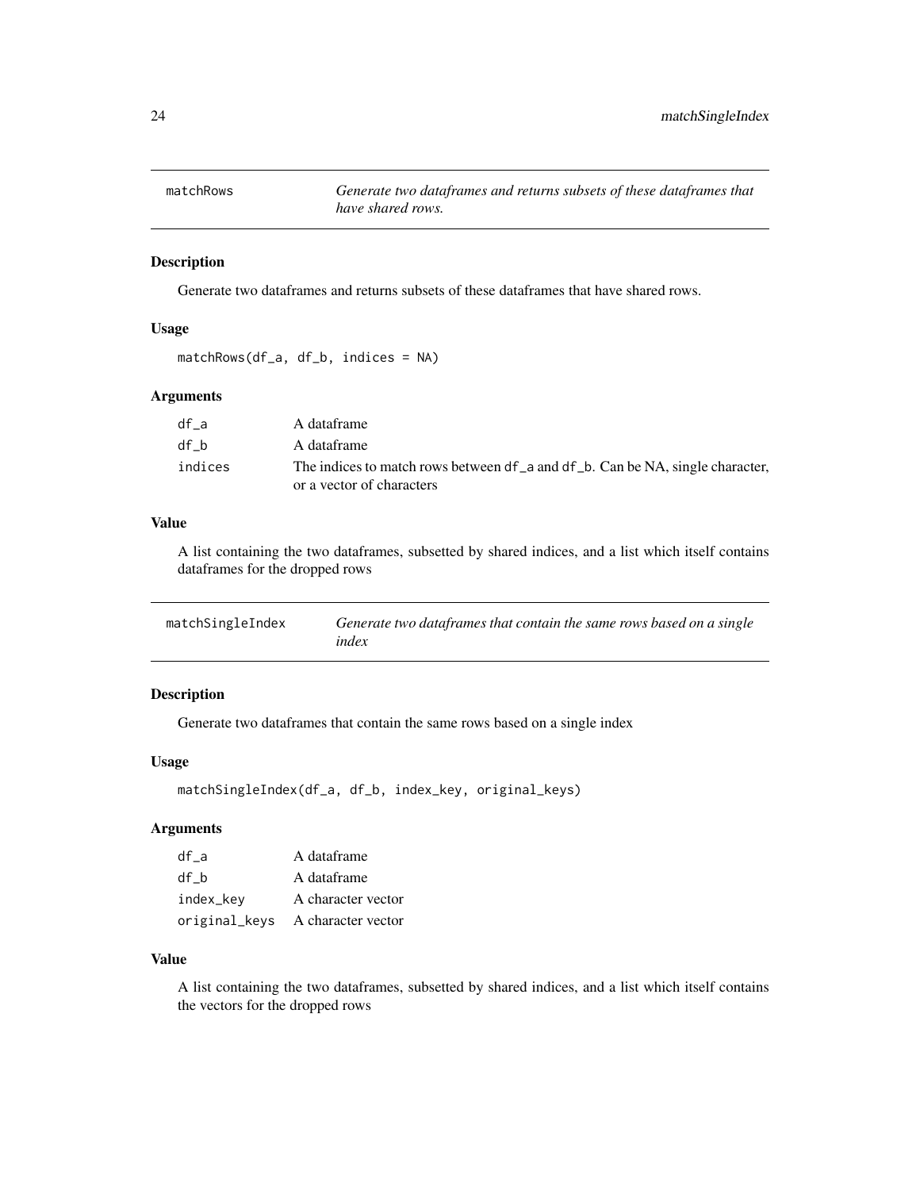## matchRows

*Generate two dataframes and returns subsets of these dataframes that have shared rows.*

### Description

Generate two dataframes and returns subsets of these dataframes that have shared rows.

### Usage

```
matchRows(df_a, df_b, indices = NA)
```

### Arguments

| | |
|---|---|
| `df_a` | A dataframe |
| `df_b` | A dataframe |
| `indices` | The indices to match rows between `df_a` and `df_b`. Can be NA, single character, or a vector of characters |

### Value

A list containing the two dataframes, subsetted by shared indices, and a list which itself contains dataframes for the dropped rows

## matchSingleIndex

*Generate two dataframes that contain the same rows based on a single index*

### Description

Generate two dataframes that contain the same rows based on a single index

### Usage

```
matchSingleIndex(df_a, df_b, index_key, original_keys)
```

### Arguments

| | |
|---|---|
| `df_a` | A dataframe |
| `df_b` | A dataframe |
| `index_key` | A character vector |
| `original_keys` | A character vector |

### Value

A list containing the two dataframes, subsetted by shared indices, and a list which itself contains the vectors for the dropped rows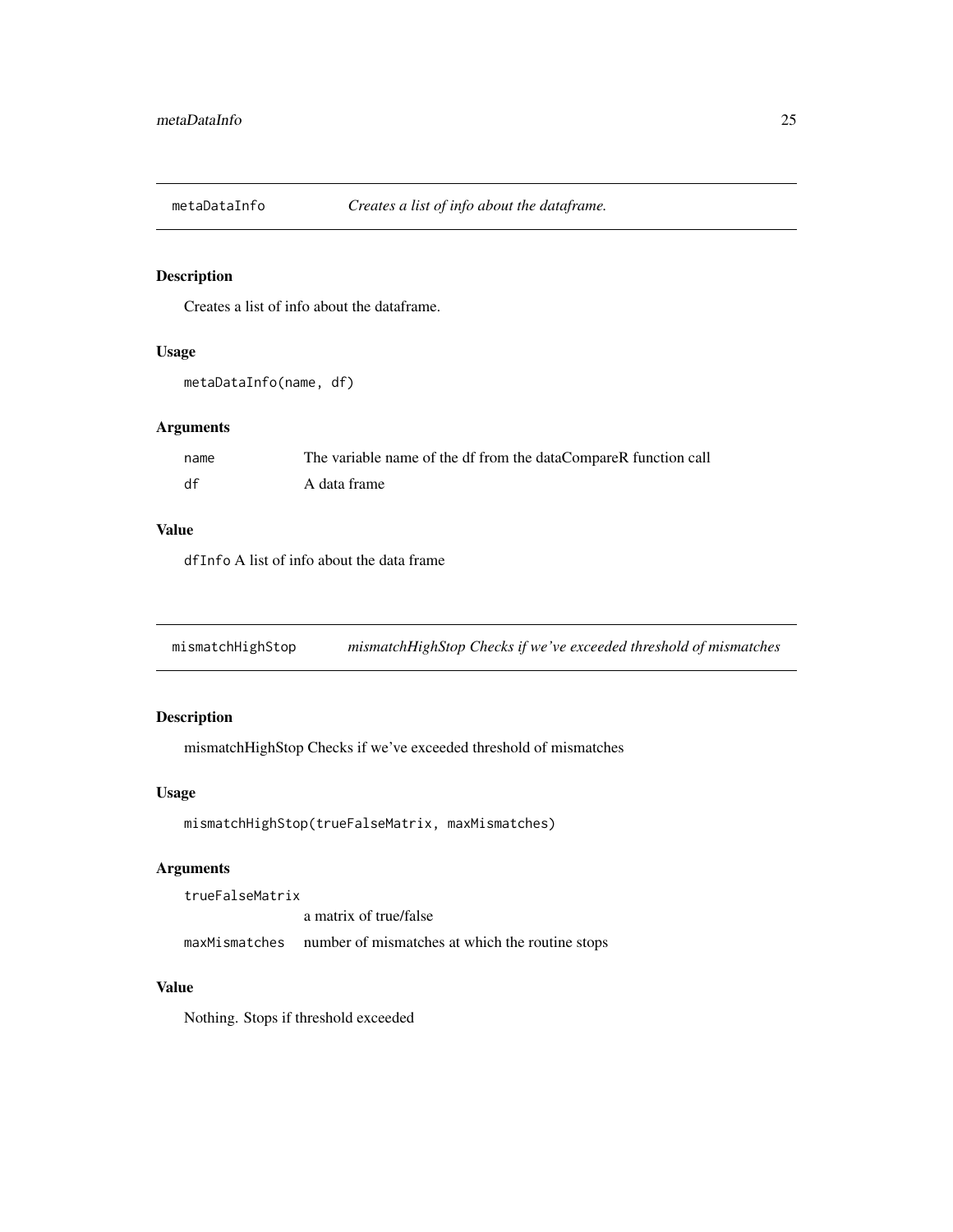## metaDataInfo — *Creates a list of info about the dataframe.*

### Description

Creates a list of info about the dataframe.

### Usage

```
metaDataInfo(name, df)
```

### Arguments

| | |
|---|---|
| `name` | The variable name of the df from the dataCompareR function call |
| `df` | A data frame |

### Value

`dfInfo` A list of info about the data frame

## mismatchHighStop — *mismatchHighStop Checks if we've exceeded threshold of mismatches*

### Description

mismatchHighStop Checks if we've exceeded threshold of mismatches

### Usage

```
mismatchHighStop(trueFalseMatrix, maxMismatches)
```

### Arguments

| | |
|---|---|
| `trueFalseMatrix` | a matrix of true/false |
| `maxMismatches` | number of mismatches at which the routine stops |

### Value

Nothing. Stops if threshold exceeded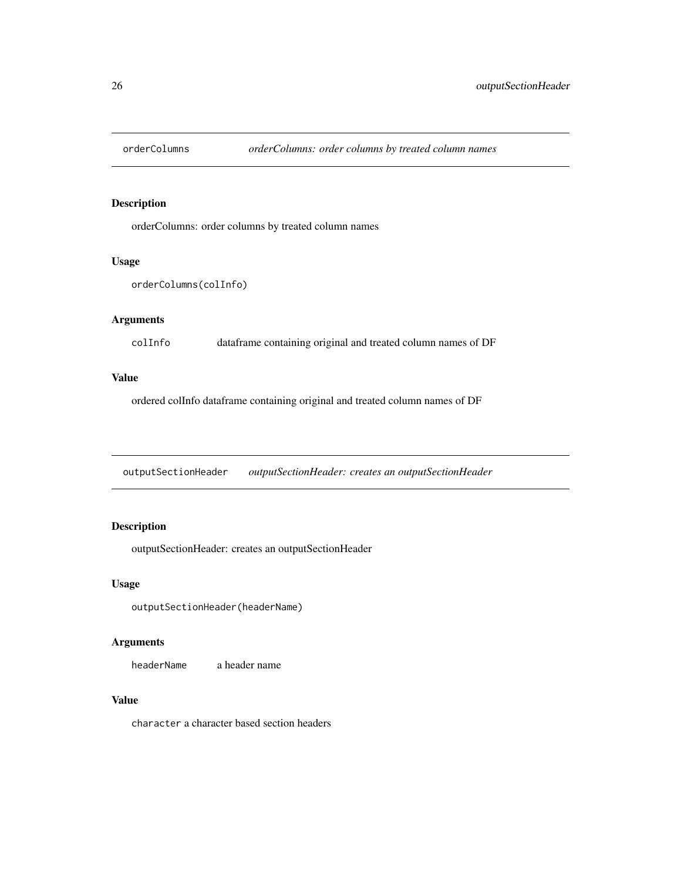## orderColumns — *orderColumns: order columns by treated column names*

### Description

orderColumns: order columns by treated column names

### Usage

```
orderColumns(colInfo)
```

### Arguments

| | |
|---|---|
| `colInfo` | dataframe containing original and treated column names of DF |

### Value

ordered colInfo dataframe containing original and treated column names of DF

## outputSectionHeader — *outputSectionHeader: creates an outputSectionHeader*

### Description

outputSectionHeader: creates an outputSectionHeader

### Usage

```
outputSectionHeader(headerName)
```

### Arguments

| | |
|---|---|
| `headerName` | a header name |

### Value

`character` a character based section headers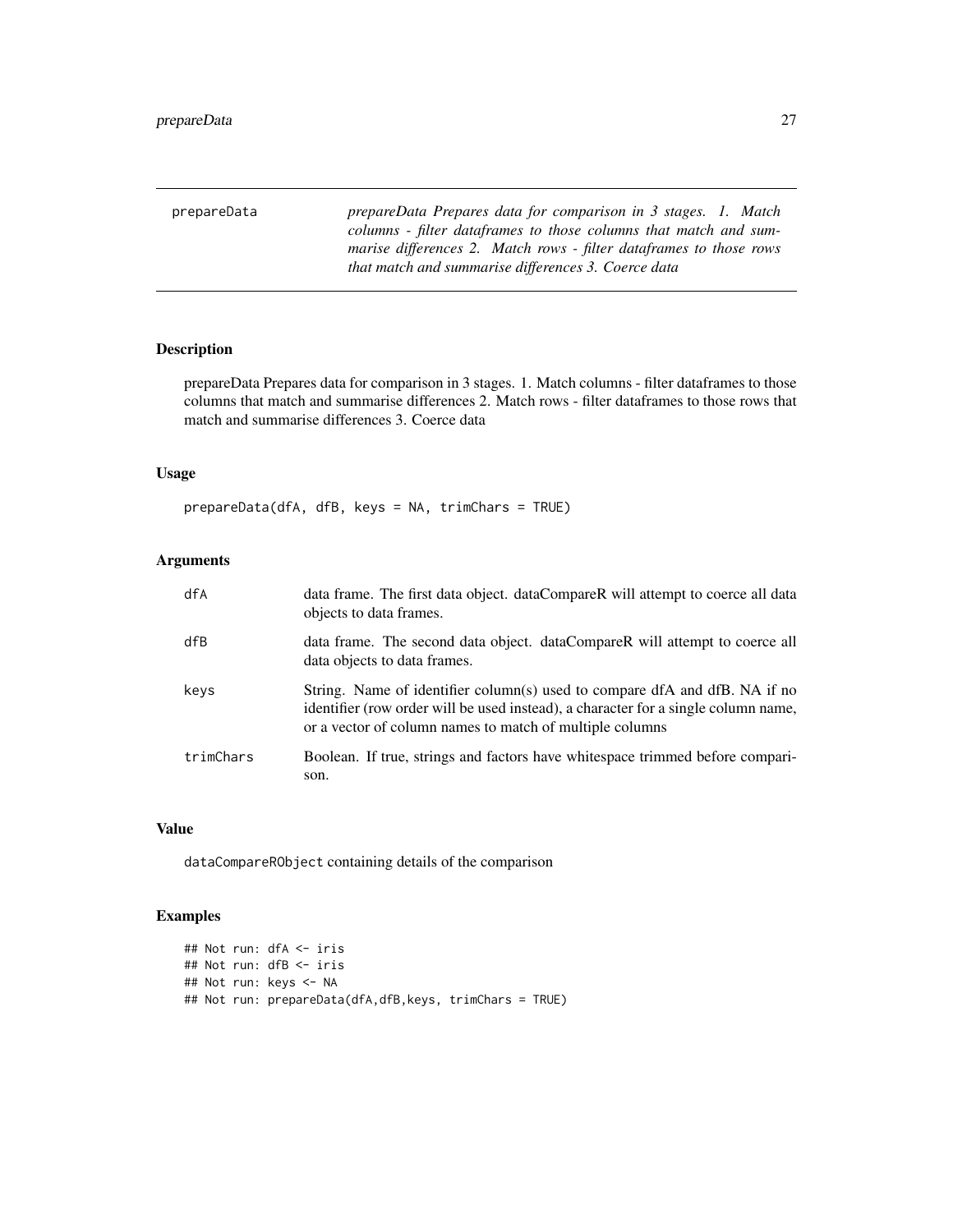# prepareData

*prepareData Prepares data for comparison in 3 stages. 1. Match columns - filter dataframes to those columns that match and summarise differences 2. Match rows - filter dataframes to those rows that match and summarise differences 3. Coerce data*

## Description

prepareData Prepares data for comparison in 3 stages. 1. Match columns - filter dataframes to those columns that match and summarise differences 2. Match rows - filter dataframes to those rows that match and summarise differences 3. Coerce data

## Usage

```
prepareData(dfA, dfB, keys = NA, trimChars = TRUE)
```

## Arguments

| | |
|---|---|
| dfA | data frame. The first data object. dataCompareR will attempt to coerce all data objects to data frames. |
| dfB | data frame. The second data object. dataCompareR will attempt to coerce all data objects to data frames. |
| keys | String. Name of identifier column(s) used to compare dfA and dfB. NA if no identifier (row order will be used instead), a character for a single column name, or a vector of column names to match of multiple columns |
| trimChars | Boolean. If true, strings and factors have whitespace trimmed before comparison. |

## Value

`dataCompareRObject` containing details of the comparison

## Examples

```
## Not run: dfA <- iris
## Not run: dfB <- iris
## Not run: keys <- NA
## Not run: prepareData(dfA,dfB,keys, trimChars = TRUE)
```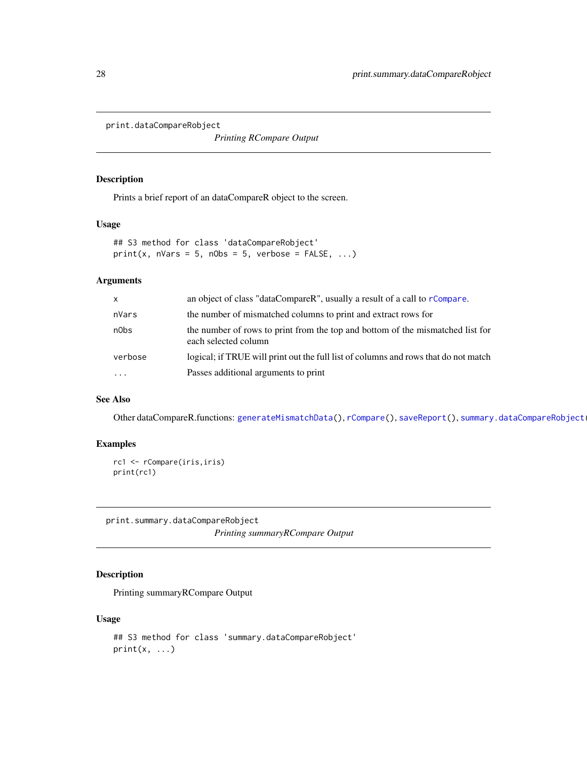## print.dataCompareRobject

*Printing RCompare Output*

### Description

Prints a brief report of an dataCompareR object to the screen.

### Usage

```
## S3 method for class 'dataCompareRobject'
print(x, nVars = 5, nObs = 5, verbose = FALSE, ...)
```

### Arguments

| | |
|---|---|
| x | an object of class "dataCompareR", usually a result of a call to rCompare. |
| nVars | the number of mismatched columns to print and extract rows for |
| nObs | the number of rows to print from the top and bottom of the mismatched list for each selected column |
| verbose | logical; if TRUE will print out the full list of columns and rows that do not match |
| ... | Passes additional arguments to print |

### See Also

Other dataCompareR.functions: generateMismatchData(), rCompare(), saveReport(), summary.dataCompareRobject(

### Examples

```
rc1 <- rCompare(iris,iris)
print(rc1)
```

## print.summary.dataCompareRobject

*Printing summaryRCompare Output*

### Description

Printing summaryRCompare Output

### Usage

```
## S3 method for class 'summary.dataCompareRobject'
print(x, ...)
```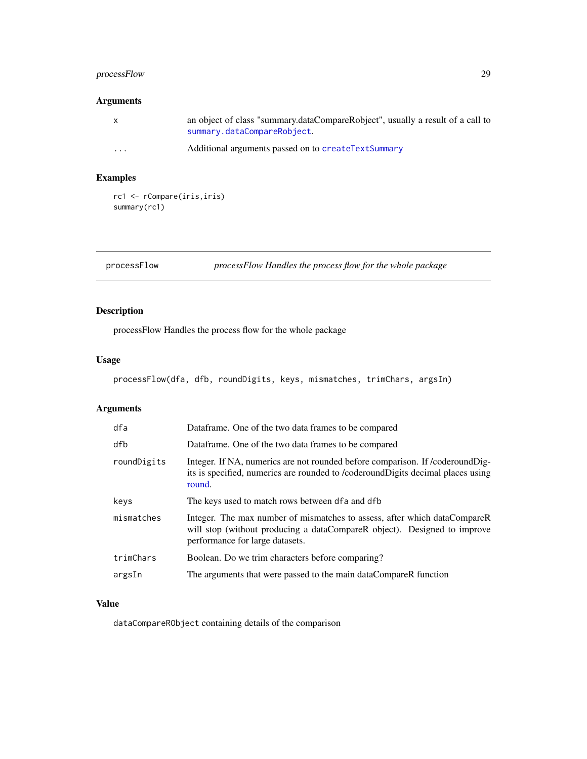## Arguments

| | |
|---|---|
| `x` | an object of class "summary.dataCompareRobject", usually a result of a call to `summary.dataCompareRobject`. |
| `...` | Additional arguments passed on to `createTextSummary` |

## Examples

```
rc1 <- rCompare(iris,iris)
summary(rc1)
```

---

# processFlow — *processFlow Handles the process flow for the whole package*

## Description

processFlow Handles the process flow for the whole package

## Usage

```
processFlow(dfa, dfb, roundDigits, keys, mismatches, trimChars, argsIn)
```

## Arguments

| | |
|---|---|
| `dfa` | Dataframe. One of the two data frames to be compared |
| `dfb` | Dataframe. One of the two data frames to be compared |
| `roundDigits` | Integer. If NA, numerics are not rounded before comparison. If /coderoundDigits is specified, numerics are rounded to /coderoundDigits decimal places using round. |
| `keys` | The keys used to match rows between `dfa` and `dfb` |
| `mismatches` | Integer. The max number of mismatches to assess, after which dataCompareR will stop (without producing a dataCompareR object). Designed to improve performance for large datasets. |
| `trimChars` | Boolean. Do we trim characters before comparing? |
| `argsIn` | The arguments that were passed to the main dataCompareR function |

## Value

`dataCompareRObject` containing details of the comparison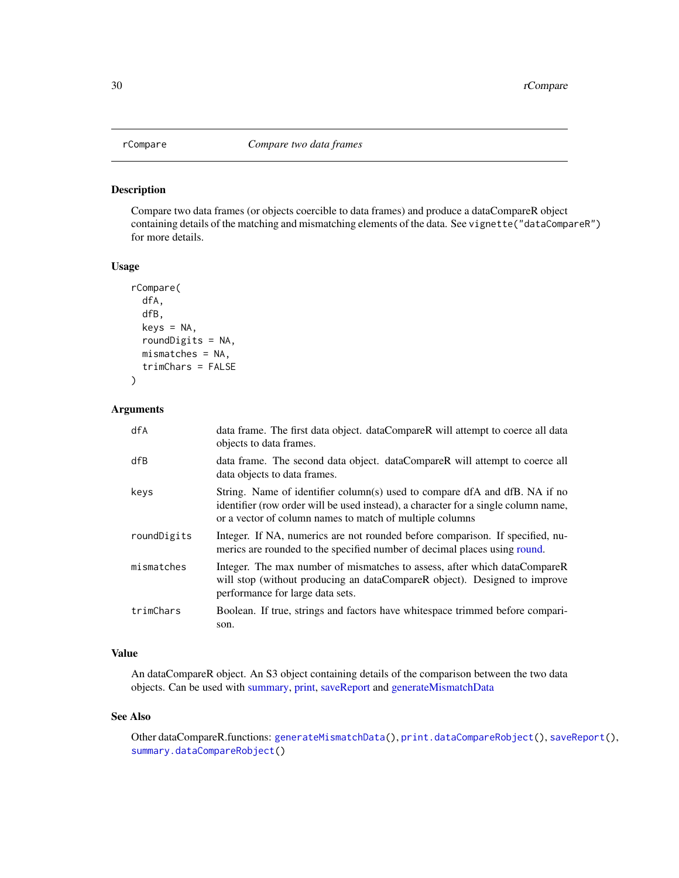## rCompare — *Compare two data frames*

### Description

Compare two data frames (or objects coercible to data frames) and produce a dataCompareR object containing details of the matching and mismatching elements of the data. See `vignette("dataCompareR")` for more details.

### Usage

```
rCompare(
  dfA,
  dfB,
  keys = NA,
  roundDigits = NA,
  mismatches = NA,
  trimChars = FALSE
)
```

### Arguments

| | |
|---|---|
| `dfA` | data frame. The first data object. dataCompareR will attempt to coerce all data objects to data frames. |
| `dfB` | data frame. The second data object. dataCompareR will attempt to coerce all data objects to data frames. |
| `keys` | String. Name of identifier column(s) used to compare dfA and dfB. NA if no identifier (row order will be used instead), a character for a single column name, or a vector of column names to match of multiple columns |
| `roundDigits` | Integer. If NA, numerics are not rounded before comparison. If specified, numerics are rounded to the specified number of decimal places using round. |
| `mismatches` | Integer. The max number of mismatches to assess, after which dataCompareR will stop (without producing an dataCompareR object). Designed to improve performance for large data sets. |
| `trimChars` | Boolean. If true, strings and factors have whitespace trimmed before comparison. |

### Value

An dataCompareR object. An S3 object containing details of the comparison between the two data objects. Can be used with summary, print, saveReport and generateMismatchData

### See Also

Other dataCompareR.functions: `generateMismatchData()`, `print.dataCompareRobject()`, `saveReport()`, `summary.dataCompareRobject()`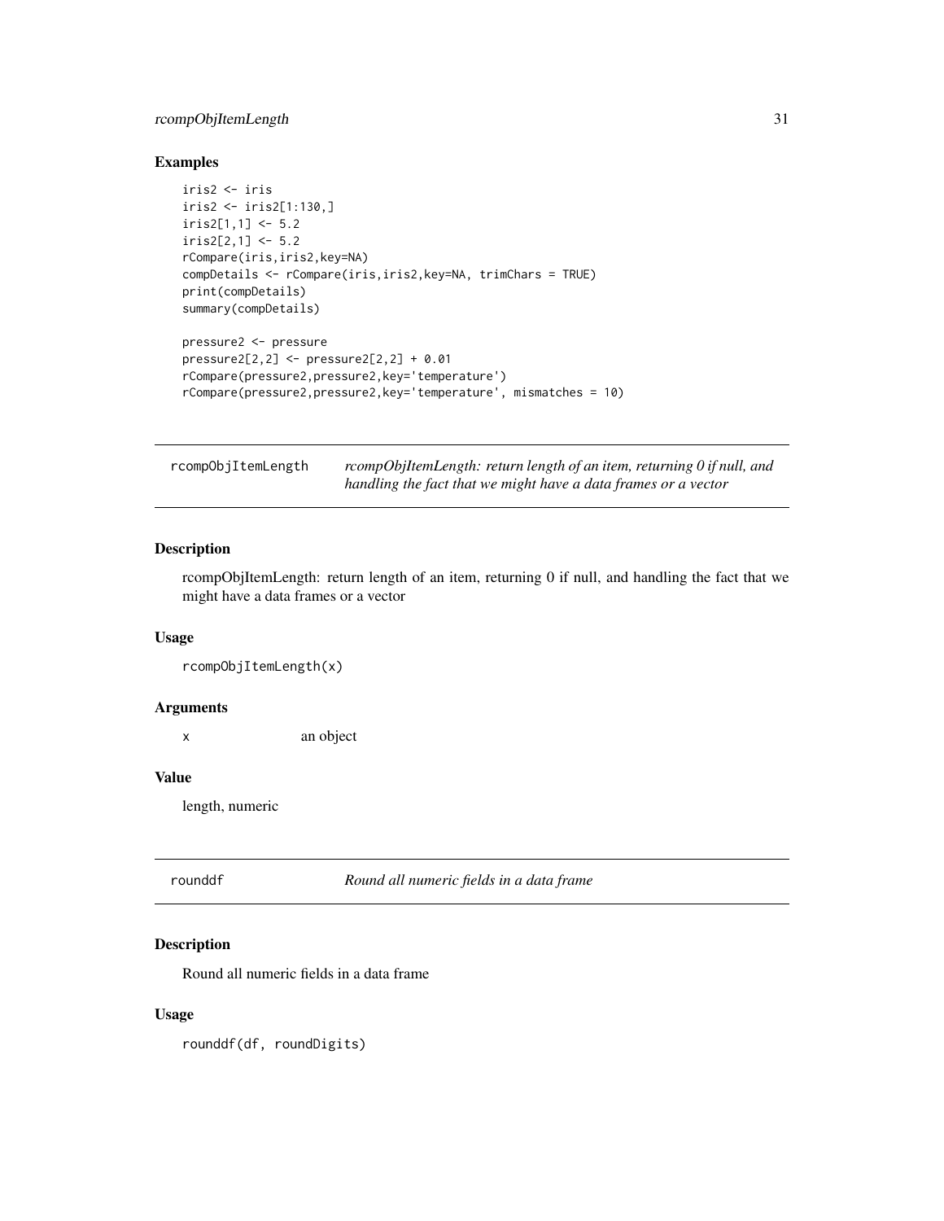### Examples

```
iris2 <- iris
iris2 <- iris2[1:130,]
iris2[1,1] <- 5.2
iris2[2,1] <- 5.2
rCompare(iris,iris2,key=NA)
compDetails <- rCompare(iris,iris2,key=NA, trimChars = TRUE)
print(compDetails)
summary(compDetails)

pressure2 <- pressure
pressure2[2,2] <- pressure2[2,2] + 0.01
rCompare(pressure2,pressure2,key='temperature')
rCompare(pressure2,pressure2,key='temperature', mismatches = 10)
```

---

## rcompObjItemLength — *rcompObjItemLength: return length of an item, returning 0 if null, and handling the fact that we might have a data frames or a vector*

### Description

rcompObjItemLength: return length of an item, returning 0 if null, and handling the fact that we might have a data frames or a vector

### Usage

```
rcompObjItemLength(x)
```

### Arguments

| | |
|---|---|
| x | an object |

### Value

length, numeric

---

## rounddf — *Round all numeric fields in a data frame*

### Description

Round all numeric fields in a data frame

### Usage

```
rounddf(df, roundDigits)
```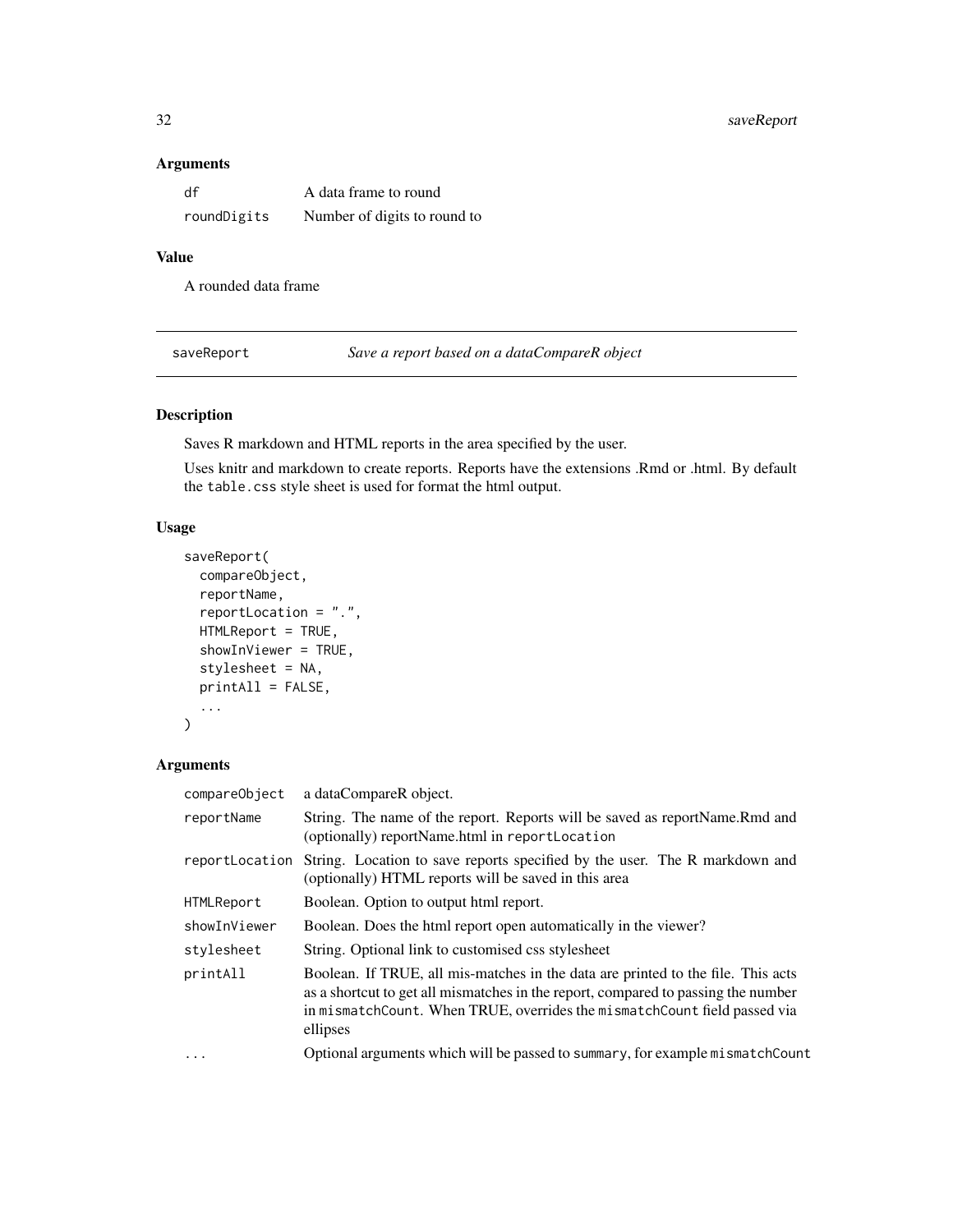### Arguments

| | |
|---|---|
| `df` | A data frame to round |
| `roundDigits` | Number of digits to round to |

### Value

A rounded data frame

---

## saveReport *Save a report based on a dataCompareR object*

---

### Description

Saves R markdown and HTML reports in the area specified by the user.

Uses knitr and markdown to create reports. Reports have the extensions .Rmd or .html. By default the `table.css` style sheet is used for format the html output.

### Usage

```
saveReport(
  compareObject,
  reportName,
  reportLocation = ".",
  HTMLReport = TRUE,
  showInViewer = TRUE,
  stylesheet = NA,
  printAll = FALSE,
  ...
)
```

### Arguments

| | |
|---|---|
| `compareObject` | a dataCompareR object. |
| `reportName` | String. The name of the report. Reports will be saved as reportName.Rmd and (optionally) reportName.html in `reportLocation` |
| `reportLocation` | String. Location to save reports specified by the user. The R markdown and (optionally) HTML reports will be saved in this area |
| `HTMLReport` | Boolean. Option to output html report. |
| `showInViewer` | Boolean. Does the html report open automatically in the viewer? |
| `stylesheet` | String. Optional link to customised css stylesheet |
| `printAll` | Boolean. If TRUE, all mis-matches in the data are printed to the file. This acts as a shortcut to get all mismatches in the report, compared to passing the number in `mismatchCount`. When TRUE, overrides the `mismatchCount` field passed via ellipses |
| `...` | Optional arguments which will be passed to `summary`, for example `mismatchCount` |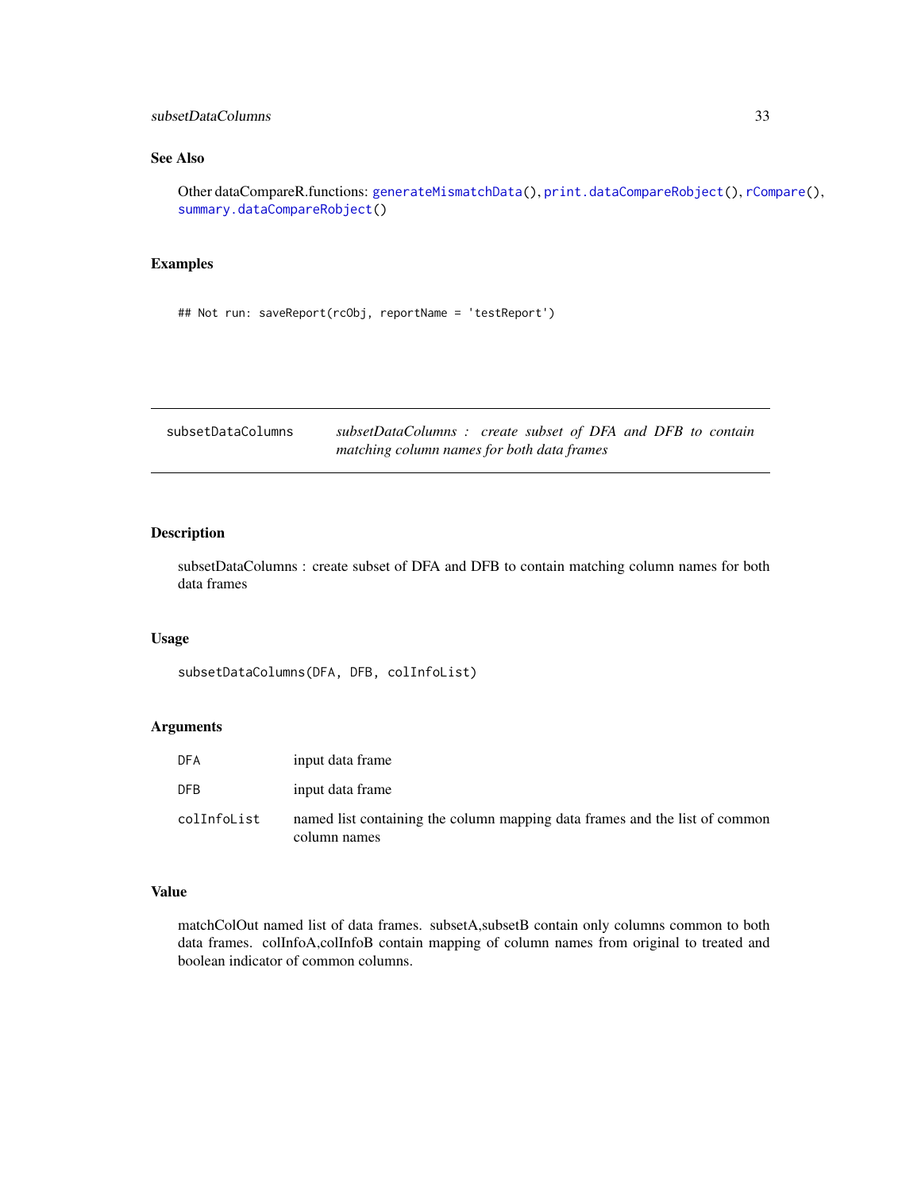## See Also

Other dataCompareR.functions: `generateMismatchData()`, `print.dataCompareRobject()`, `rCompare()`, `summary.dataCompareRobject()`

## Examples

```
## Not run: saveReport(rcObj, reportName = 'testReport')
```

---

# subsetDataColumns — *subsetDataColumns : create subset of DFA and DFB to contain matching column names for both data frames*

## Description

subsetDataColumns : create subset of DFA and DFB to contain matching column names for both data frames

## Usage

```
subsetDataColumns(DFA, DFB, colInfoList)
```

## Arguments

| | |
|---|---|
| `DFA` | input data frame |
| `DFB` | input data frame |
| `colInfoList` | named list containing the column mapping data frames and the list of common column names |

## Value

matchColOut named list of data frames. subsetA,subsetB contain only columns common to both data frames. colInfoA,colInfoB contain mapping of column names from original to treated and boolean indicator of common columns.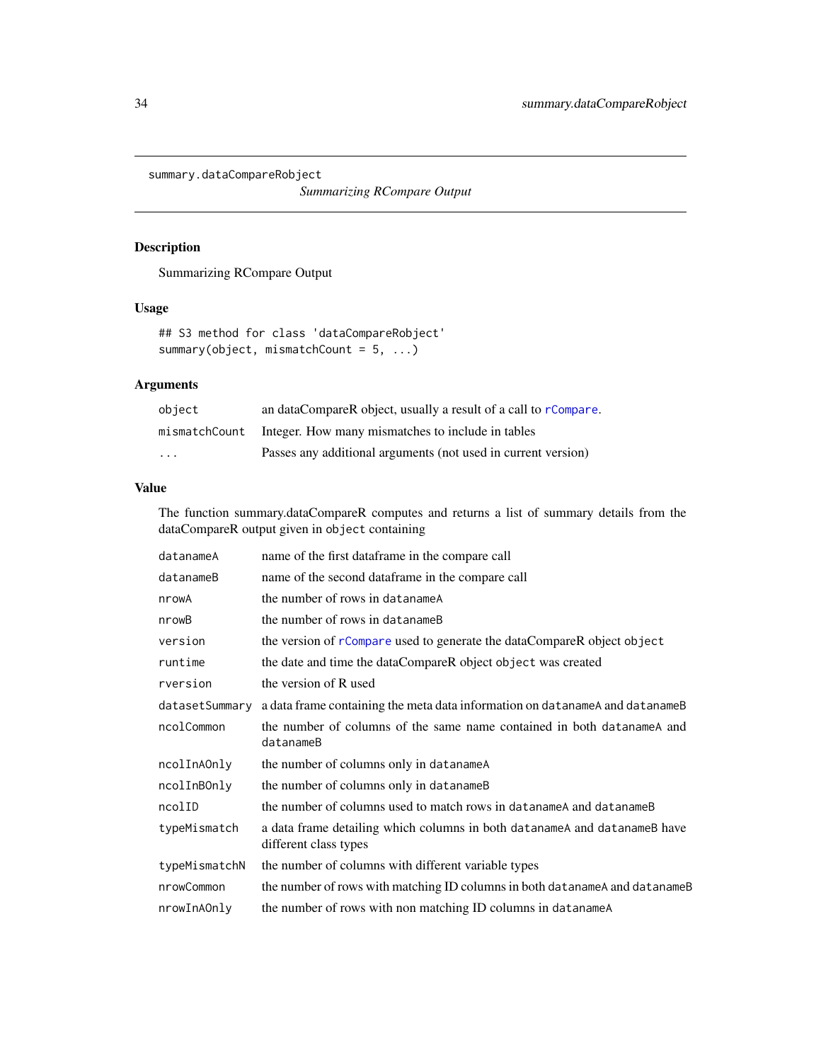`summary.dataCompareRobject` *Summarizing RCompare Output*

## Description

Summarizing RCompare Output

## Usage

```
## S3 method for class 'dataCompareRobject'
summary(object, mismatchCount = 5, ...)
```

## Arguments

| | |
|---|---|
| `object` | an dataCompareR object, usually a result of a call to `rCompare`. |
| `mismatchCount` | Integer. How many mismatches to include in tables |
| `...` | Passes any additional arguments (not used in current version) |

## Value

The function summary.dataCompareR computes and returns a list of summary details from the dataCompareR output given in `object` containing

| | |
|---|---|
| `datanameA` | name of the first dataframe in the compare call |
| `datanameB` | name of the second dataframe in the compare call |
| `nrowA` | the number of rows in `datanameA` |
| `nrowB` | the number of rows in `datanameB` |
| `version` | the version of `rCompare` used to generate the dataCompareR object `object` |
| `runtime` | the date and time the dataCompareR object `object` was created |
| `rversion` | the version of R used |
| `datasetSummary` | a data frame containing the meta data information on `datanameA` and `datanameB` |
| `ncolCommon` | the number of columns of the same name contained in both `datanameA` and `datanameB` |
| `ncolInAOnly` | the number of columns only in `datanameA` |
| `ncolInBOnly` | the number of columns only in `datanameB` |
| `ncolID` | the number of columns used to match rows in `datanameA` and `datanameB` |
| `typeMismatch` | a data frame detailing which columns in both `datanameA` and `datanameB` have different class types |
| `typeMismatchN` | the number of columns with different variable types |
| `nrowCommon` | the number of rows with matching ID columns in both `datanameA` and `datanameB` |
| `nrowInAOnly` | the number of rows with non matching ID columns in `datanameA` |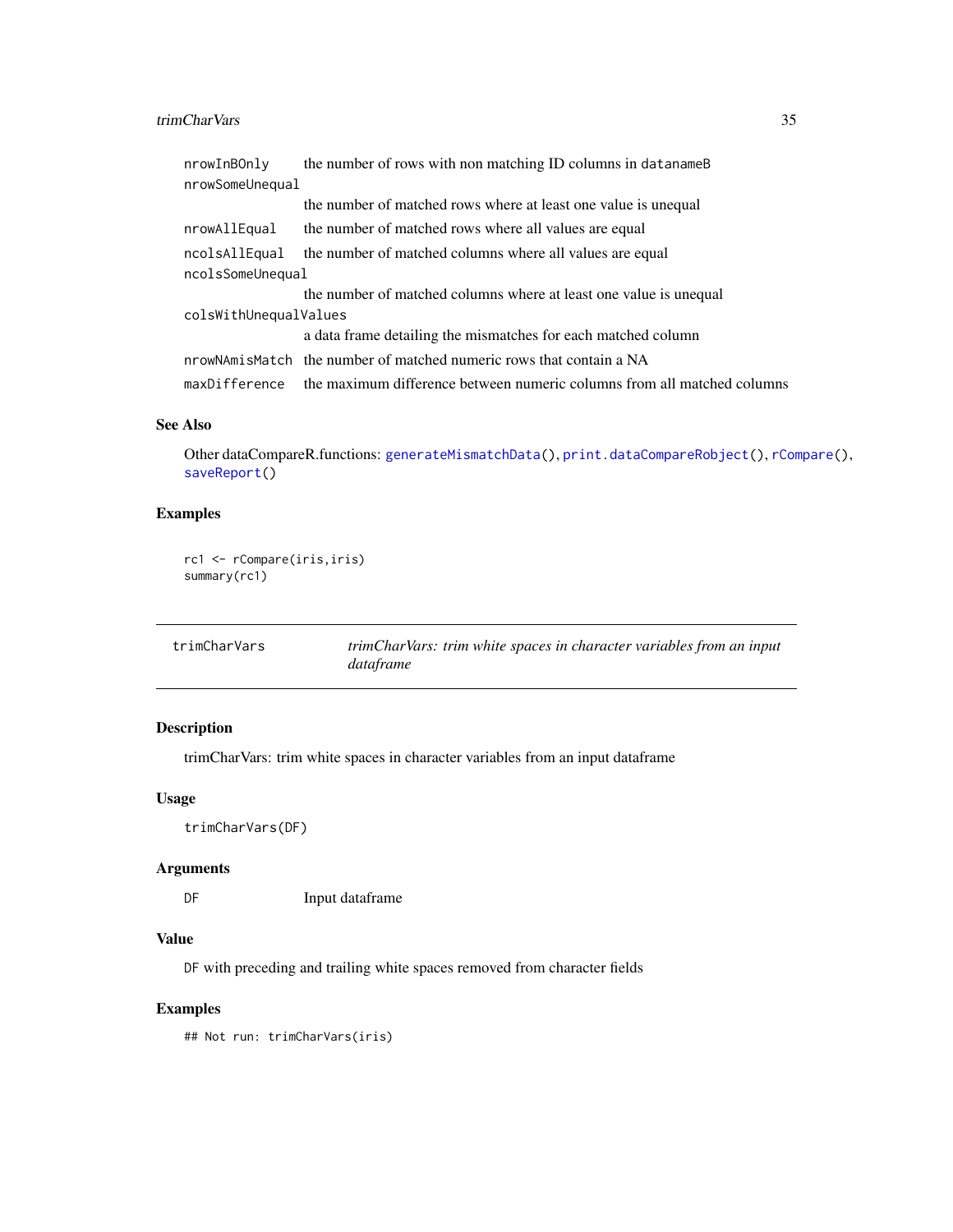| | |
|---|---|
| `nrowInBOnly` | the number of rows with non matching ID columns in `datanameB` |
| `nrowSomeUnequal` | the number of matched rows where at least one value is unequal |
| `nrowAllEqual` | the number of matched rows where all values are equal |
| `ncolsAllEqual` | the number of matched columns where all values are equal |
| `ncolsSomeUnequal` | the number of matched columns where at least one value is unequal |
| `colsWithUnequalValues` | a data frame detailing the mismatches for each matched column |
| `nrowNAmisMatch` | the number of matched numeric rows that contain a NA |
| `maxDifference` | the maximum difference between numeric columns from all matched columns |

### See Also

Other dataCompareR.functions: `generateMismatchData()`, `print.dataCompareRobject()`, `rCompare()`, `saveReport()`

### Examples

```
rc1 <- rCompare(iris,iris)
summary(rc1)
```

---

## trimCharVars — *trimCharVars: trim white spaces in character variables from an input dataframe*

---

### Description

trimCharVars: trim white spaces in character variables from an input dataframe

### Usage

```
trimCharVars(DF)
```

### Arguments

| | |
|---|---|
| `DF` | Input dataframe |

### Value

`DF` with preceding and trailing white spaces removed from character fields

### Examples

```
## Not run: trimCharVars(iris)
```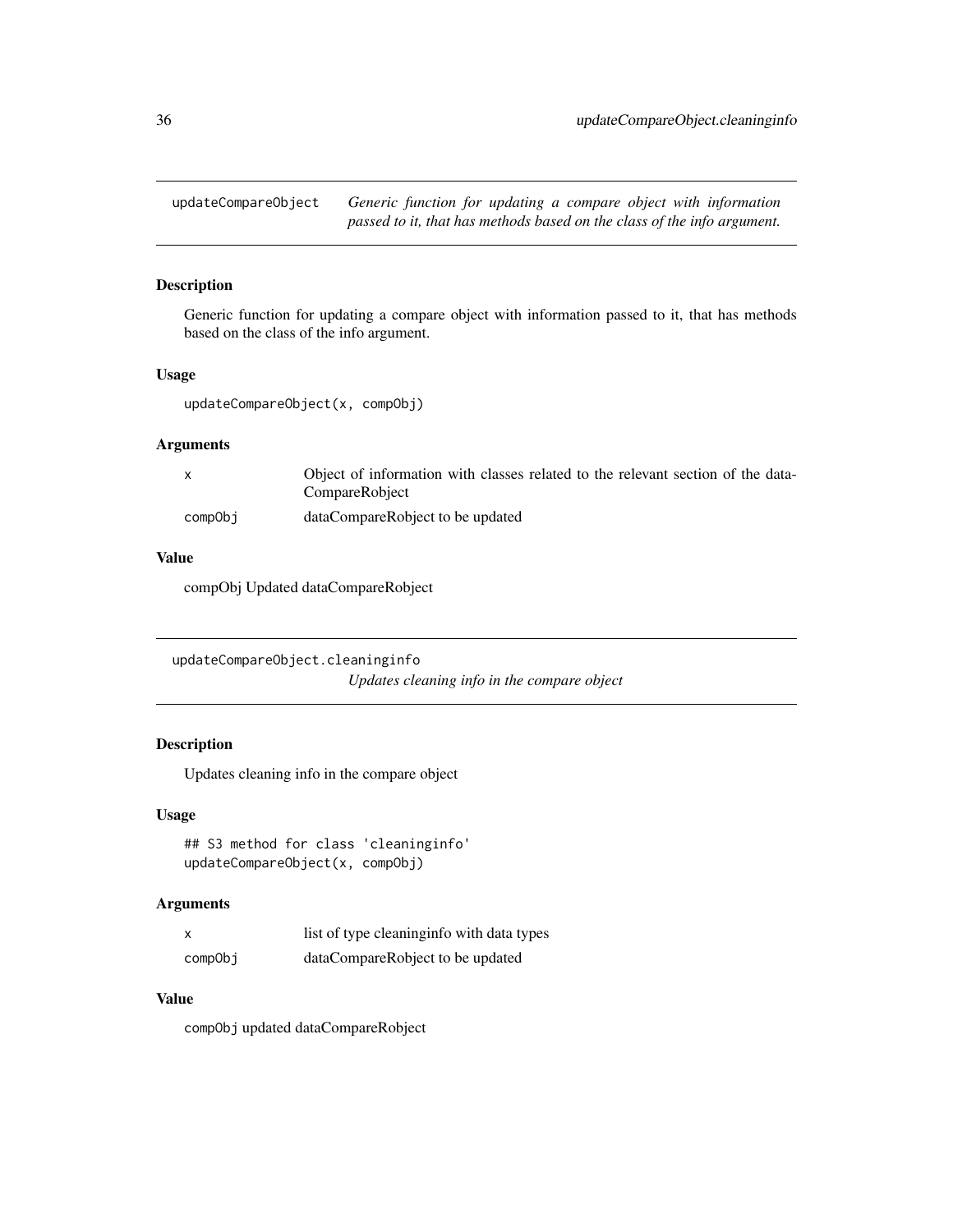## updateCompareObject

*Generic function for updating a compare object with information passed to it, that has methods based on the class of the info argument.*

### Description

Generic function for updating a compare object with information passed to it, that has methods based on the class of the info argument.

### Usage

```
updateCompareObject(x, compObj)
```

### Arguments

| | |
|---|---|
| x | Object of information with classes related to the relevant section of the dataCompareRobject |
| compObj | dataCompareRobject to be updated |

### Value

compObj Updated dataCompareRobject

## updateCompareObject.cleaninginfo

*Updates cleaning info in the compare object*

### Description

Updates cleaning info in the compare object

### Usage

```
## S3 method for class 'cleaninginfo'
updateCompareObject(x, compObj)
```

### Arguments

| | |
|---|---|
| x | list of type cleaninginfo with data types |
| compObj | dataCompareRobject to be updated |

### Value

`compObj` updated dataCompareRobject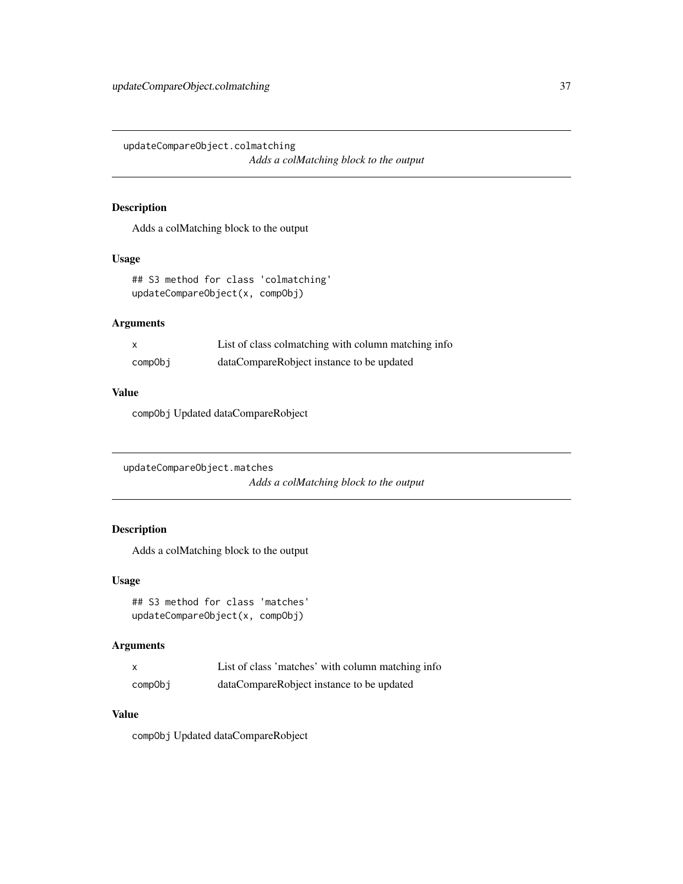## updateCompareObject.colmatching

*Adds a colMatching block to the output*

### Description

Adds a colMatching block to the output

### Usage

```
## S3 method for class 'colmatching'
updateCompareObject(x, compObj)
```

### Arguments

| | |
|---|---|
| x | List of class colmatching with column matching info |
| compObj | dataCompareRobject instance to be updated |

### Value

compObj Updated dataCompareRobject

## updateCompareObject.matches

*Adds a colMatching block to the output*

### Description

Adds a colMatching block to the output

### Usage

```
## S3 method for class 'matches'
updateCompareObject(x, compObj)
```

### Arguments

| | |
|---|---|
| x | List of class 'matches' with column matching info |
| compObj | dataCompareRobject instance to be updated |

### Value

compObj Updated dataCompareRobject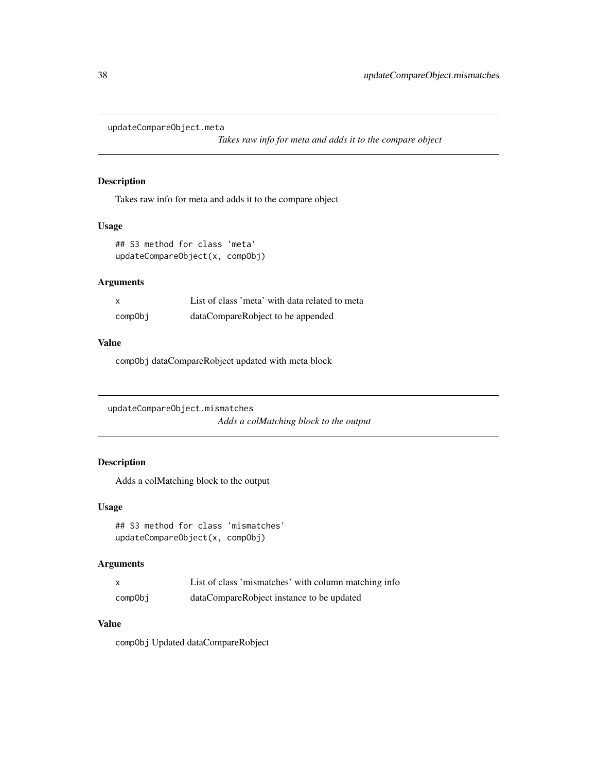## updateCompareObject.meta

*Takes raw info for meta and adds it to the compare object*

### Description

Takes raw info for meta and adds it to the compare object

### Usage

```
## S3 method for class 'meta'
updateCompareObject(x, compObj)
```

### Arguments

| | |
|---|---|
| x | List of class 'meta' with data related to meta |
| compObj | dataCompareRobject to be appended |

### Value

compObj dataCompareRobject updated with meta block

## updateCompareObject.mismatches

*Adds a colMatching block to the output*

### Description

Adds a colMatching block to the output

### Usage

```
## S3 method for class 'mismatches'
updateCompareObject(x, compObj)
```

### Arguments

| | |
|---|---|
| x | List of class 'mismatches' with column matching info |
| compObj | dataCompareRobject instance to be updated |

### Value

compObj Updated dataCompareRobject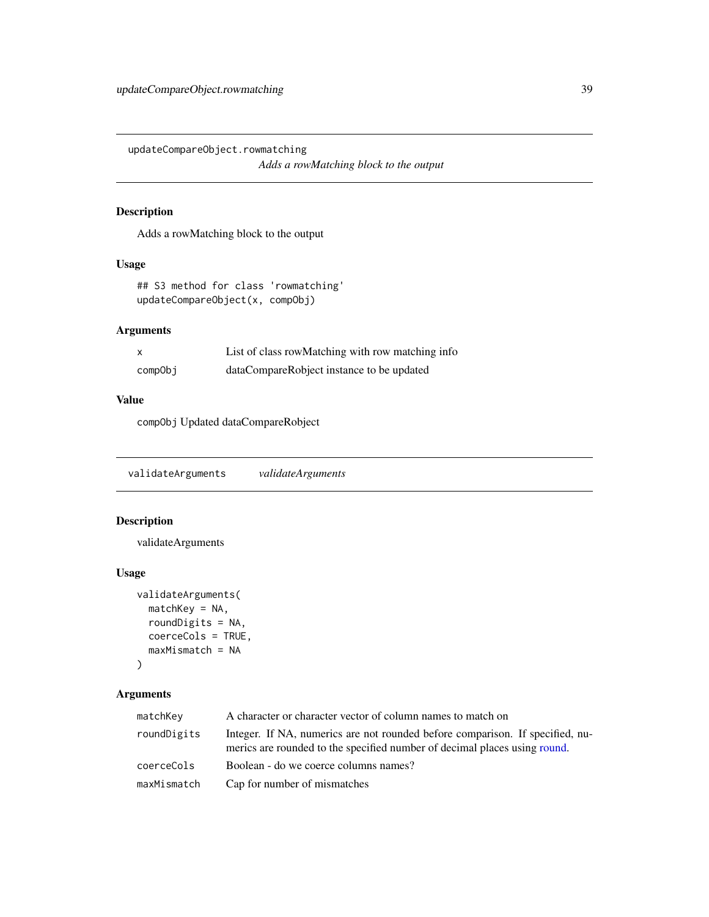## updateCompareObject.rowmatching

*Adds a rowMatching block to the output*

### Description

Adds a rowMatching block to the output

### Usage

```
## S3 method for class 'rowmatching'
updateCompareObject(x, compObj)
```

### Arguments

| | |
|---|---|
| x | List of class rowMatching with row matching info |
| compObj | dataCompareRobject instance to be updated |

### Value

compObj Updated dataCompareRobject

## validateArguments

*validateArguments*

### Description

validateArguments

### Usage

```
validateArguments(
  matchKey = NA,
  roundDigits = NA,
  coerceCols = TRUE,
  maxMismatch = NA
)
```

### Arguments

| | |
|---|---|
| matchKey | A character or character vector of column names to match on |
| roundDigits | Integer. If NA, numerics are not rounded before comparison. If specified, numerics are rounded to the specified number of decimal places using round. |
| coerceCols | Boolean - do we coerce columns names? |
| maxMismatch | Cap for number of mismatches |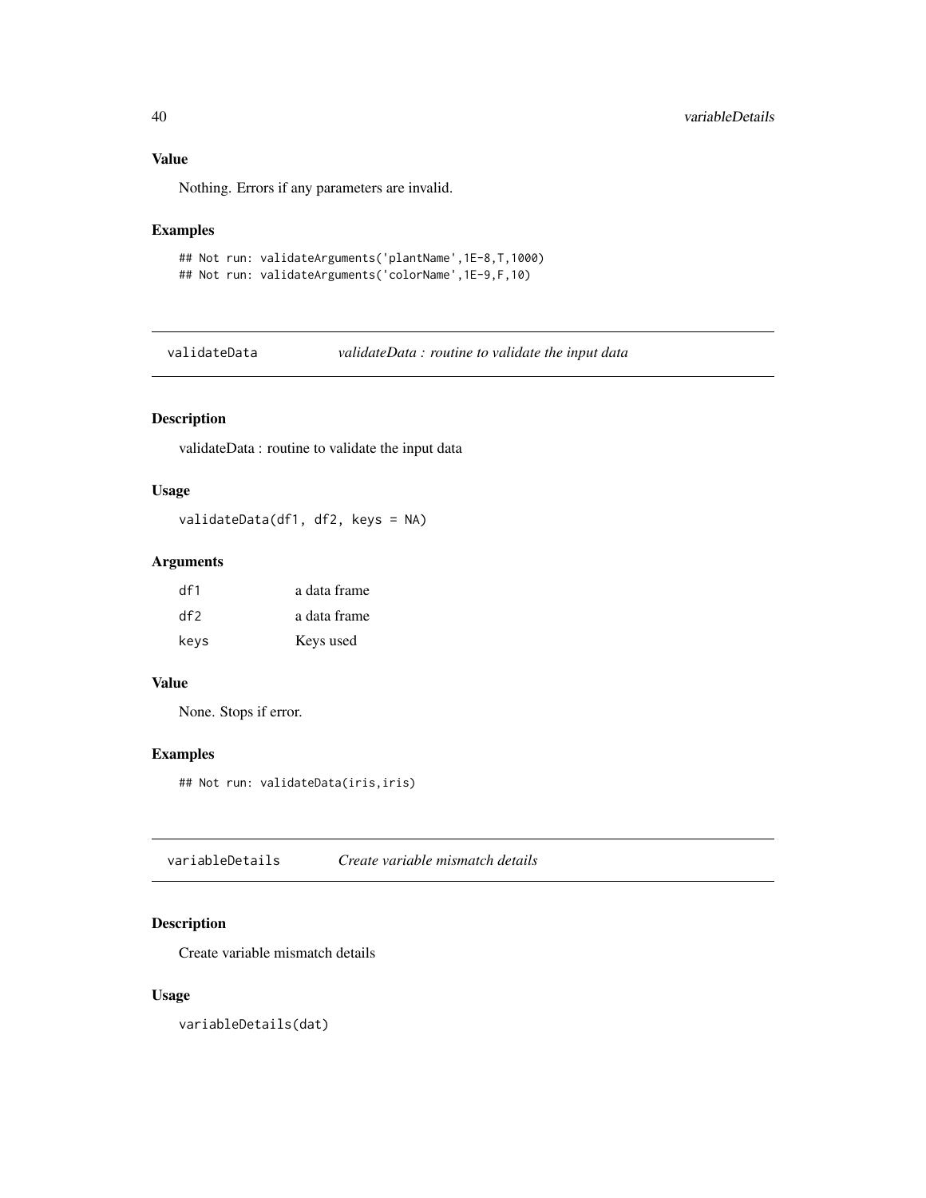### Value

Nothing. Errors if any parameters are invalid.

### Examples

```
## Not run: validateArguments('plantName',1E-8,T,1000)
## Not run: validateArguments('colorName',1E-9,F,10)
```

---

## validateData — *validateData : routine to validate the input data*

### Description

validateData : routine to validate the input data

### Usage

```
validateData(df1, df2, keys = NA)
```

### Arguments

| | |
|---|---|
| `df1` | a data frame |
| `df2` | a data frame |
| `keys` | Keys used |

### Value

None. Stops if error.

### Examples

```
## Not run: validateData(iris,iris)
```

---

## variableDetails — *Create variable mismatch details*

### Description

Create variable mismatch details

### Usage

```
variableDetails(dat)
```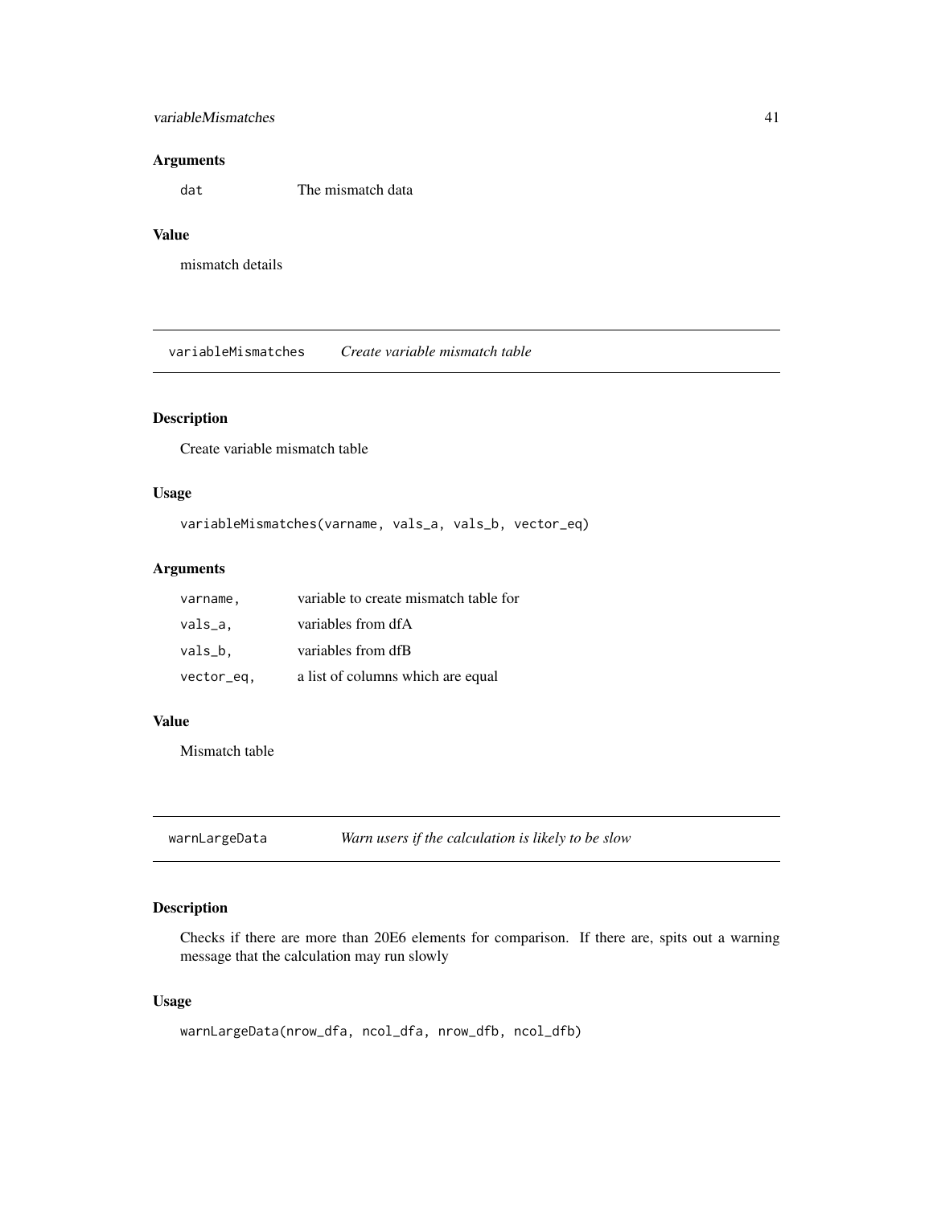## Arguments

| | |
|---|---|
| dat | The mismatch data |

## Value

mismatch details

---

# variableMismatches — *Create variable mismatch table*

## Description

Create variable mismatch table

## Usage

```
variableMismatches(varname, vals_a, vals_b, vector_eq)
```

## Arguments

| | |
|---|---|
| varname, | variable to create mismatch table for |
| vals_a, | variables from dfA |
| vals_b, | variables from dfB |
| vector_eq, | a list of columns which are equal |

## Value

Mismatch table

---

# warnLargeData — *Warn users if the calculation is likely to be slow*

## Description

Checks if there are more than 20E6 elements for comparison. If there are, spits out a warning message that the calculation may run slowly

## Usage

```
warnLargeData(nrow_dfa, ncol_dfa, nrow_dfb, ncol_dfb)
```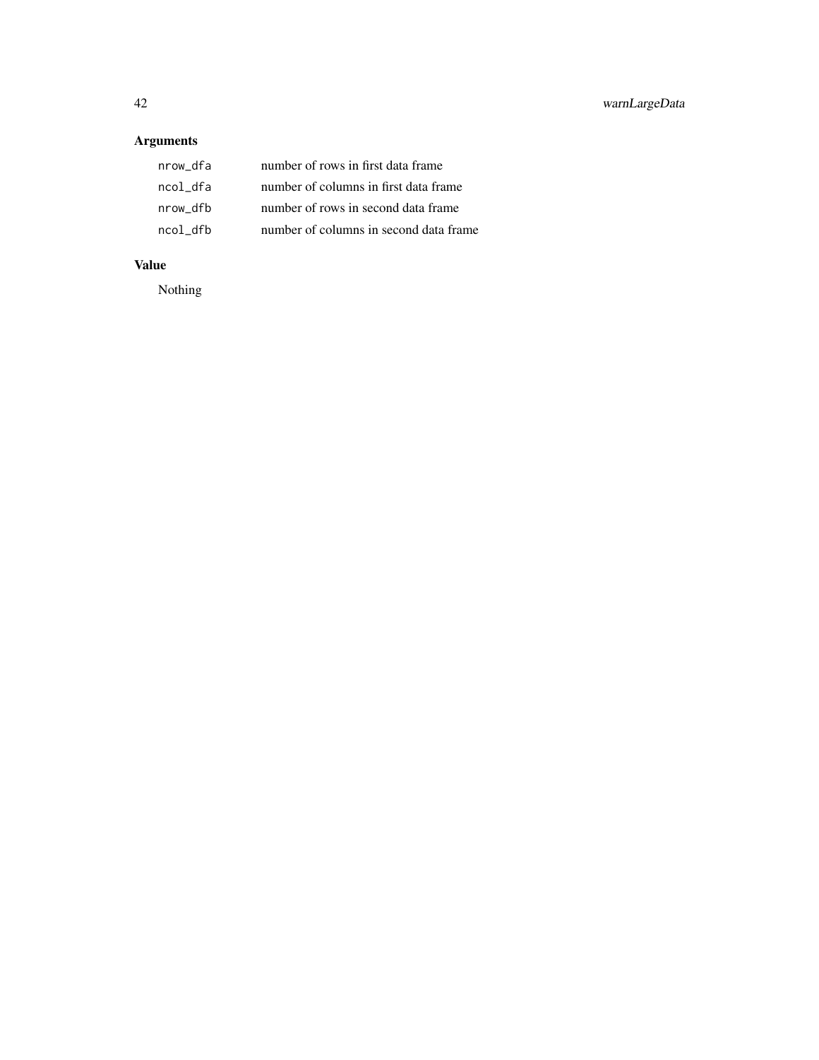## Arguments

| | |
|---|---|
| `nrow_dfa` | number of rows in first data frame |
| `ncol_dfa` | number of columns in first data frame |
| `nrow_dfb` | number of rows in second data frame |
| `ncol_dfb` | number of columns in second data frame |

## Value

Nothing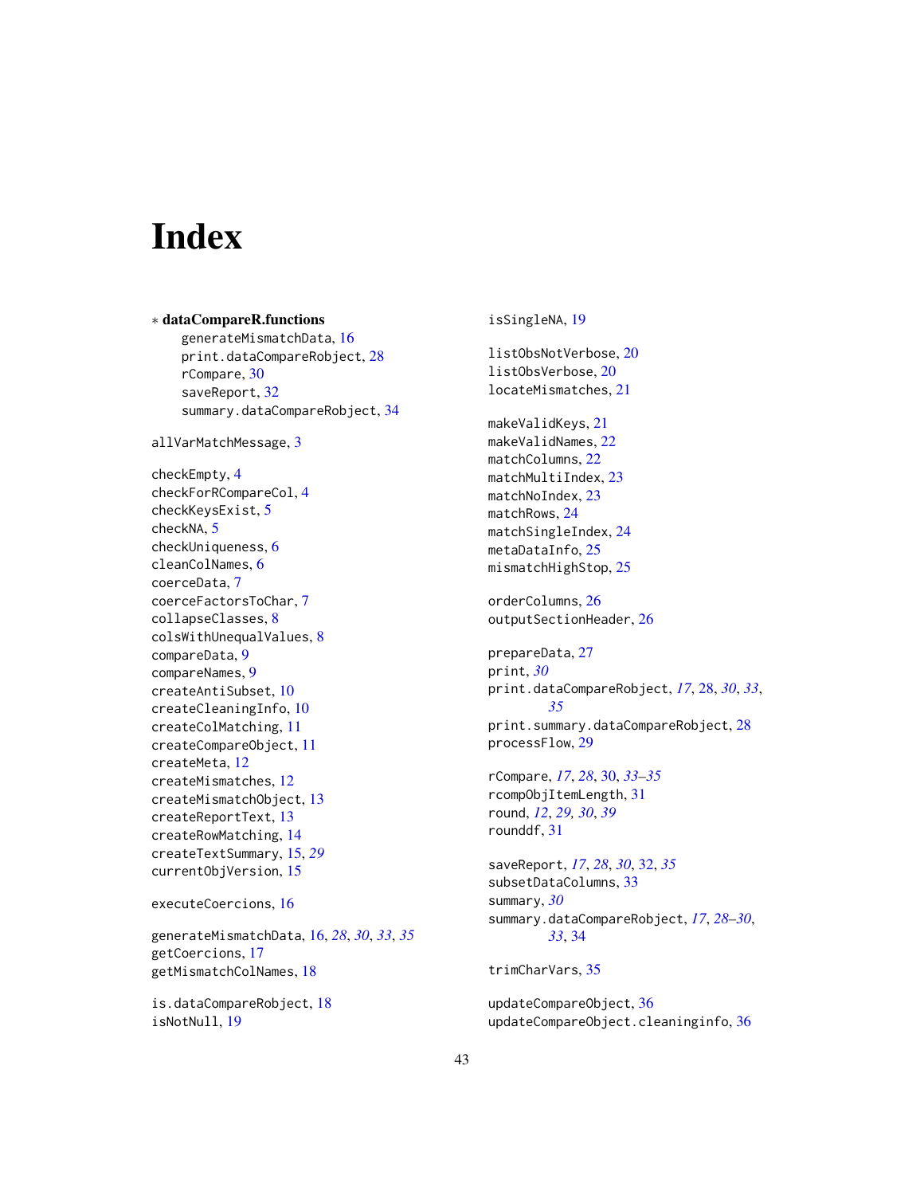# Index

∗ **dataCompareR.functions**
- generateMismatchData, 16
- print.dataCompareRobject, 28
- rCompare, 30
- saveReport, 32
- summary.dataCompareRobject, 34

allVarMatchMessage, 3

checkEmpty, 4
checkForRCompareCol, 4
checkKeysExist, 5
checkNA, 5
checkUniqueness, 6
cleanColNames, 6
coerceData, 7
coerceFactorsToChar, 7
collapseClasses, 8
colsWithUnequalValues, 8
compareData, 9
compareNames, 9
createAntiSubset, 10
createCleaningInfo, 10
createColMatching, 11
createCompareObject, 11
createMeta, 12
createMismatches, 12
createMismatchObject, 13
createReportText, 13
createRowMatching, 14
createTextSummary, 15, *29*
currentObjVersion, 15

executeCoercions, 16

generateMismatchData, 16, *28*, *30*, *33*, *35*
getCoercions, 17
getMismatchColNames, 18

is.dataCompareRobject, 18
isNotNull, 19
isSingleNA, 19

listObsNotVerbose, 20
listObsVerbose, 20
locateMismatches, 21

makeValidKeys, 21
makeValidNames, 22
matchColumns, 22
matchMultiIndex, 23
matchNoIndex, 23
matchRows, 24
matchSingleIndex, 24
metaDataInfo, 25
mismatchHighStop, 25

orderColumns, 26
outputSectionHeader, 26

prepareData, 27
print, *30*
print.dataCompareRobject, *17*, 28, *30*, *33*, *35*
print.summary.dataCompareRobject, 28
processFlow, 29

rCompare, *17*, *28*, 30, *33–35*
rcompObjItemLength, 31
round, *12*, *29, 30*, *39*
rounddf, 31

saveReport, *17*, *28*, *30*, 32, *35*
subsetDataColumns, 33
summary, *30*
summary.dataCompareRobject, *17*, *28–30*, *33*, 34

trimCharVars, 35

updateCompareObject, 36
updateCompareObject.cleaninginfo, 36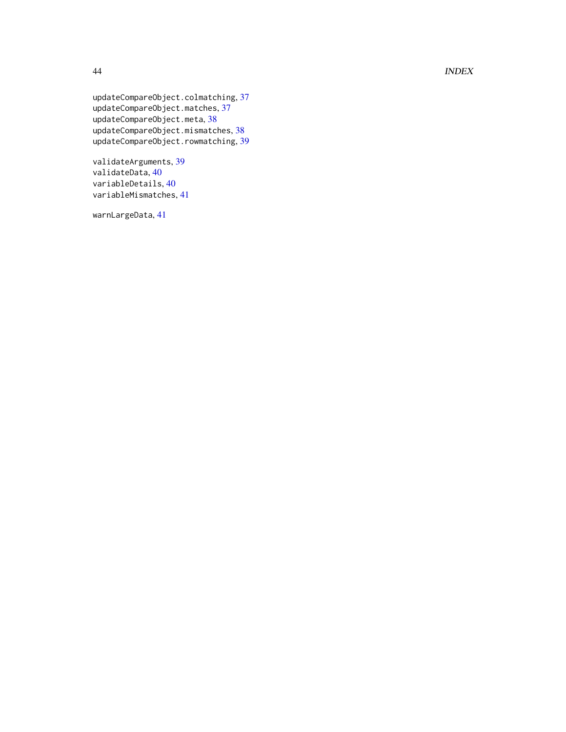updateCompareObject.colmatching, 37
updateCompareObject.matches, 37
updateCompareObject.meta, 38
updateCompareObject.mismatches, 38
updateCompareObject.rowmatching, 39

validateArguments, 39
validateData, 40
variableDetails, 40
variableMismatches, 41

warnLargeData, 41